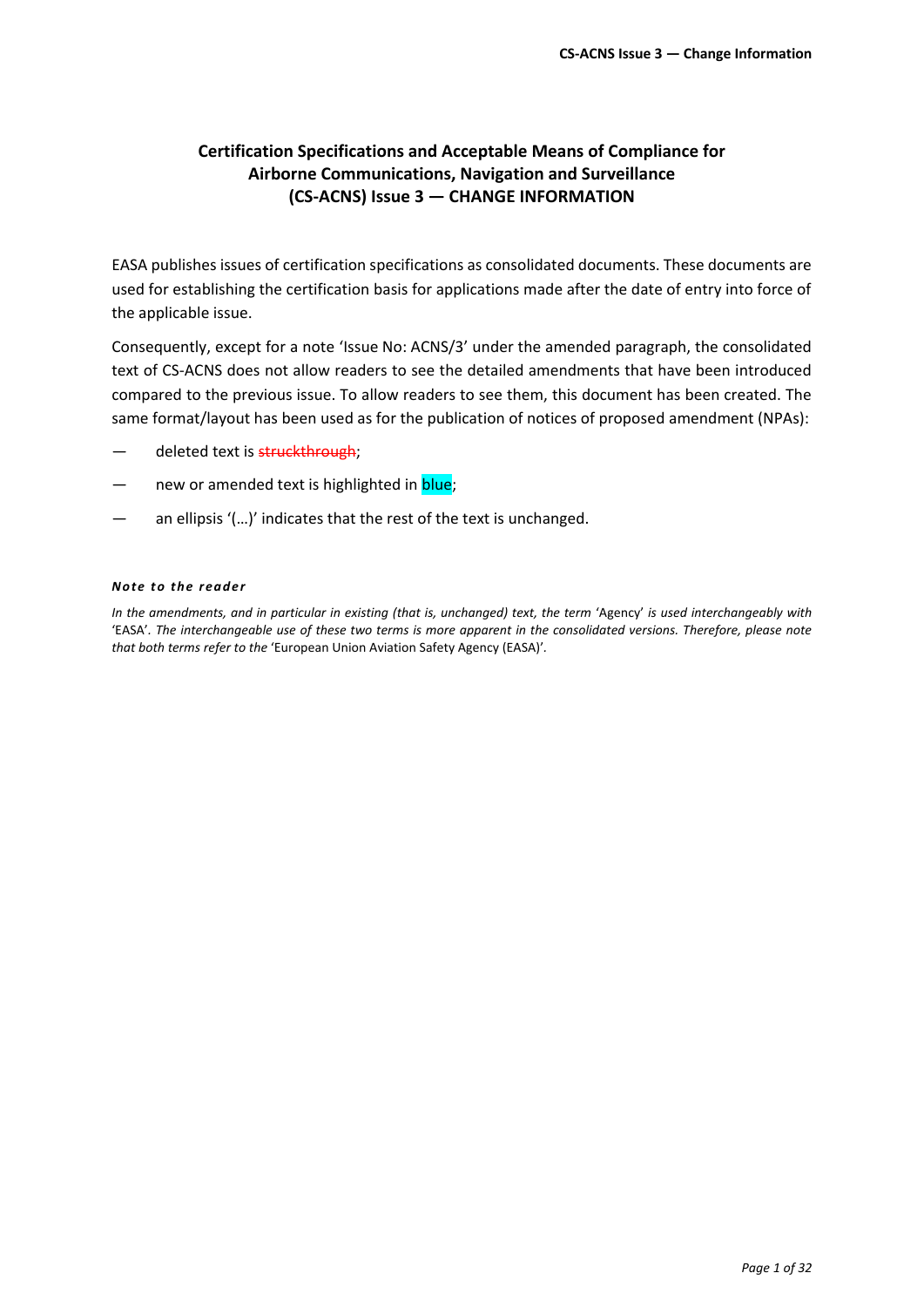# Certification Specifications and Acceptable Means of Compliance for Airborne Communications, Navigation and Surveillance (CS-ACNS) Issue 3 — CHANGE INFORMATION

EASA publishes issues of certification specifications as consolidated documents. These documents are used for establishing the certification basis for applications made after the date of entry into force of the applicable issue.

Consequently, except for a note 'Issue No: ACNS/3' under the amended paragraph, the consolidated text of CS-ACNS does not allow readers to see the detailed amendments that have been introduced compared to the previous issue. To allow readers to see them, this document has been created. The same format/layout has been used as for the publication of notices of proposed amendment (NPAs):

- deleted text is ~~struckthrough~~;
- new or amended text is highlighted in blue;
- an ellipsis '(…)' indicates that the rest of the text is unchanged.

***Note to the reader***

*In the amendments, and in particular in existing (that is, unchanged) text, the term* 'Agency' *is used interchangeably with* 'EASA'. *The interchangeable use of these two terms is more apparent in the consolidated versions. Therefore, please note that both terms refer to the* 'European Union Aviation Safety Agency (EASA)'.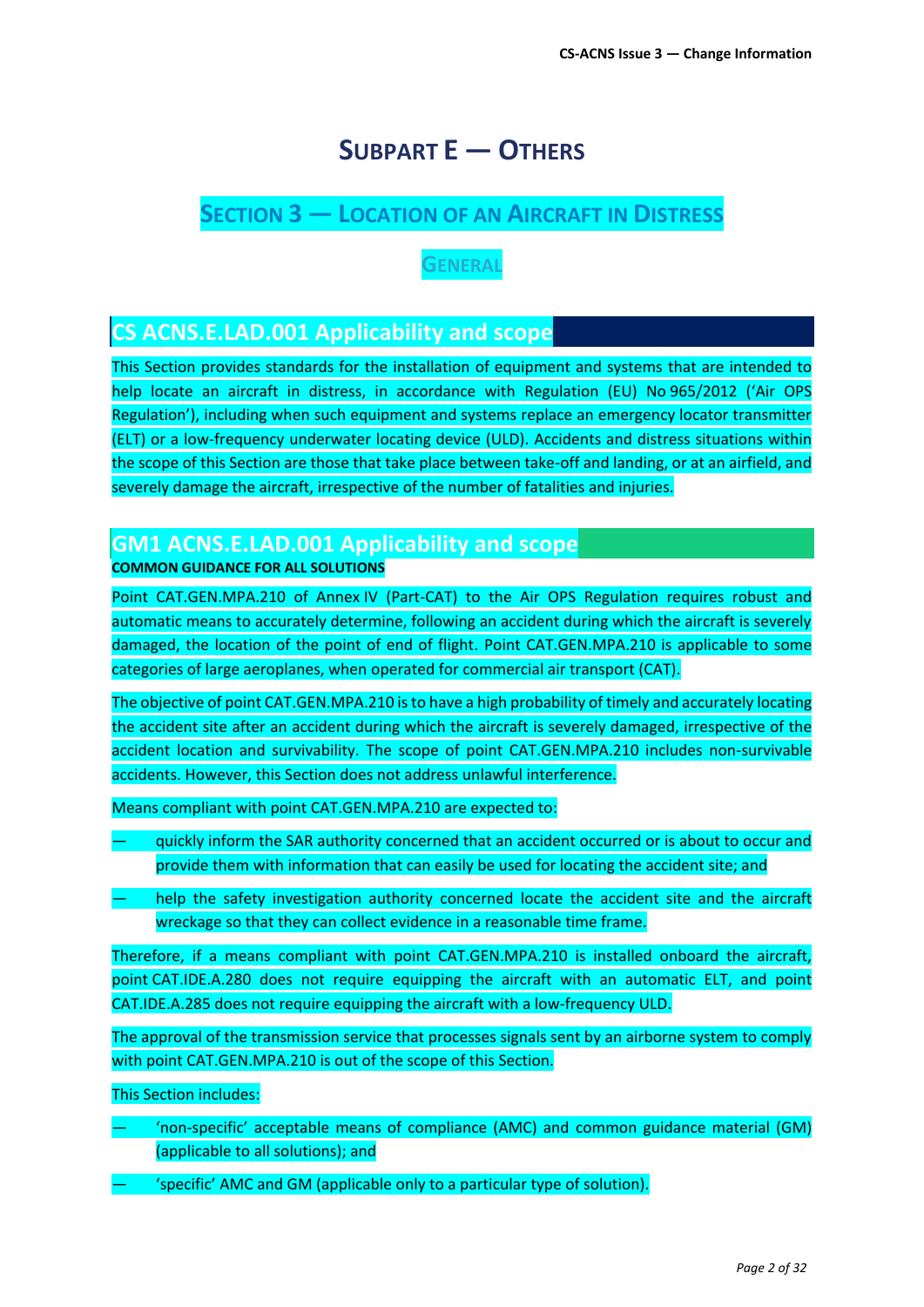# Subpart E — Others

## Section 3 — Location of an Aircraft in Distress

### General

## CS ACNS.E.LAD.001 Applicability and scope

This Section provides standards for the installation of equipment and systems that are intended to help locate an aircraft in distress, in accordance with Regulation (EU) No 965/2012 ('Air OPS Regulation'), including when such equipment and systems replace an emergency locator transmitter (ELT) or a low-frequency underwater locating device (ULD). Accidents and distress situations within the scope of this Section are those that take place between take-off and landing, or at an airfield, and severely damage the aircraft, irrespective of the number of fatalities and injuries.

## GM1 ACNS.E.LAD.001 Applicability and scope

**COMMON GUIDANCE FOR ALL SOLUTIONS**

Point CAT.GEN.MPA.210 of Annex IV (Part-CAT) to the Air OPS Regulation requires robust and automatic means to accurately determine, following an accident during which the aircraft is severely damaged, the location of the point of end of flight. Point CAT.GEN.MPA.210 is applicable to some categories of large aeroplanes, when operated for commercial air transport (CAT).

The objective of point CAT.GEN.MPA.210 is to have a high probability of timely and accurately locating the accident site after an accident during which the aircraft is severely damaged, irrespective of the accident location and survivability. The scope of point CAT.GEN.MPA.210 includes non-survivable accidents. However, this Section does not address unlawful interference.

Means compliant with point CAT.GEN.MPA.210 are expected to:

— quickly inform the SAR authority concerned that an accident occurred or is about to occur and provide them with information that can easily be used for locating the accident site; and

— help the safety investigation authority concerned locate the accident site and the aircraft wreckage so that they can collect evidence in a reasonable time frame.

Therefore, if a means compliant with point CAT.GEN.MPA.210 is installed onboard the aircraft, point CAT.IDE.A.280 does not require equipping the aircraft with an automatic ELT, and point CAT.IDE.A.285 does not require equipping the aircraft with a low-frequency ULD.

The approval of the transmission service that processes signals sent by an airborne system to comply with point CAT.GEN.MPA.210 is out of the scope of this Section.

This Section includes:

— 'non-specific' acceptable means of compliance (AMC) and common guidance material (GM) (applicable to all solutions); and

— 'specific' AMC and GM (applicable only to a particular type of solution).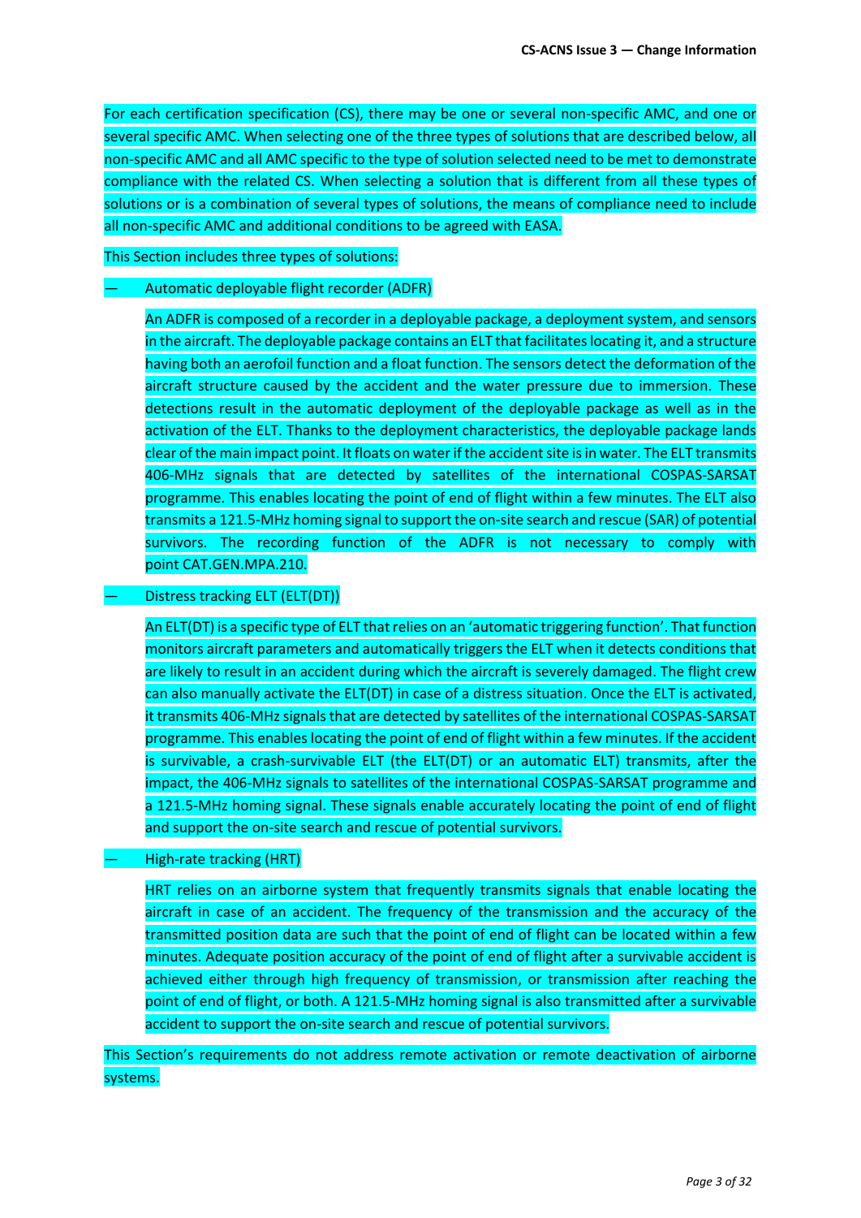For each certification specification (CS), there may be one or several non-specific AMC, and one or several specific AMC. When selecting one of the three types of solutions that are described below, all non-specific AMC and all AMC specific to the type of solution selected need to be met to demonstrate compliance with the related CS. When selecting a solution that is different from all these types of solutions or is a combination of several types of solutions, the means of compliance need to include all non-specific AMC and additional conditions to be agreed with EASA.

This Section includes three types of solutions:

— Automatic deployable flight recorder (ADFR)

  An ADFR is composed of a recorder in a deployable package, a deployment system, and sensors in the aircraft. The deployable package contains an ELT that facilitates locating it, and a structure having both an aerofoil function and a float function. The sensors detect the deformation of the aircraft structure caused by the accident and the water pressure due to immersion. These detections result in the automatic deployment of the deployable package as well as in the activation of the ELT. Thanks to the deployment characteristics, the deployable package lands clear of the main impact point. It floats on water if the accident site is in water. The ELT transmits 406-MHz signals that are detected by satellites of the international COSPAS-SARSAT programme. This enables locating the point of end of flight within a few minutes. The ELT also transmits a 121.5-MHz homing signal to support the on-site search and rescue (SAR) of potential survivors. The recording function of the ADFR is not necessary to comply with point CAT.GEN.MPA.210.

— Distress tracking ELT (ELT(DT))

  An ELT(DT) is a specific type of ELT that relies on an 'automatic triggering function'. That function monitors aircraft parameters and automatically triggers the ELT when it detects conditions that are likely to result in an accident during which the aircraft is severely damaged. The flight crew can also manually activate the ELT(DT) in case of a distress situation. Once the ELT is activated, it transmits 406-MHz signals that are detected by satellites of the international COSPAS-SARSAT programme. This enables locating the point of end of flight within a few minutes. If the accident is survivable, a crash-survivable ELT (the ELT(DT) or an automatic ELT) transmits, after the impact, the 406-MHz signals to satellites of the international COSPAS-SARSAT programme and a 121.5-MHz homing signal. These signals enable accurately locating the point of end of flight and support the on-site search and rescue of potential survivors.

— High-rate tracking (HRT)

  HRT relies on an airborne system that frequently transmits signals that enable locating the aircraft in case of an accident. The frequency of the transmission and the accuracy of the transmitted position data are such that the point of end of flight can be located within a few minutes. Adequate position accuracy of the point of end of flight after a survivable accident is achieved either through high frequency of transmission, or transmission after reaching the point of end of flight, or both. A 121.5-MHz homing signal is also transmitted after a survivable accident to support the on-site search and rescue of potential survivors.

This Section's requirements do not address remote activation or remote deactivation of airborne systems.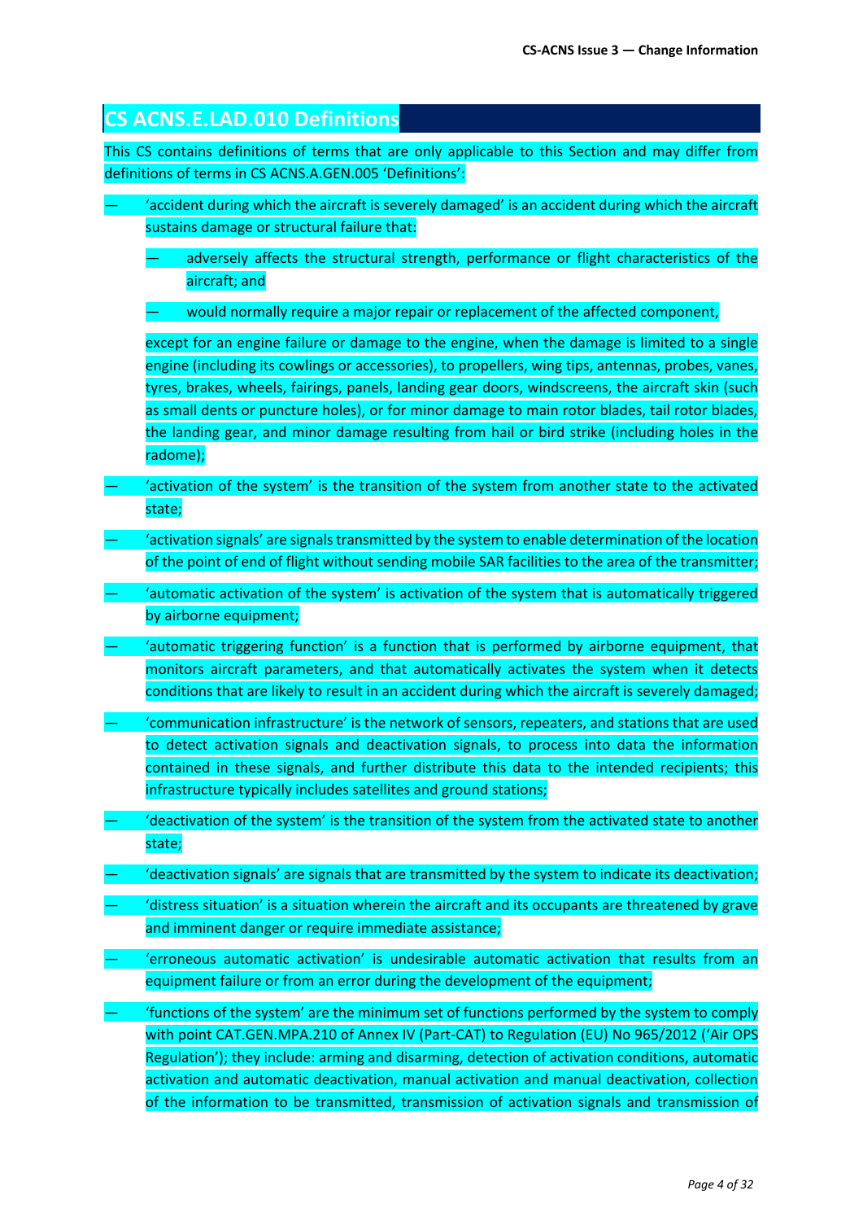## CS ACNS.E.LAD.010 Definitions

This CS contains definitions of terms that are only applicable to this Section and may differ from definitions of terms in CS ACNS.A.GEN.005 'Definitions':

— 'accident during which the aircraft is severely damaged' is an accident during which the aircraft sustains damage or structural failure that:

  — adversely affects the structural strength, performance or flight characteristics of the aircraft; and

  — would normally require a major repair or replacement of the affected component,

  except for an engine failure or damage to the engine, when the damage is limited to a single engine (including its cowlings or accessories), to propellers, wing tips, antennas, probes, vanes, tyres, brakes, wheels, fairings, panels, landing gear doors, windscreens, the aircraft skin (such as small dents or puncture holes), or for minor damage to main rotor blades, tail rotor blades, the landing gear, and minor damage resulting from hail or bird strike (including holes in the radome);

— 'activation of the system' is the transition of the system from another state to the activated state;

— 'activation signals' are signals transmitted by the system to enable determination of the location of the point of end of flight without sending mobile SAR facilities to the area of the transmitter;

— 'automatic activation of the system' is activation of the system that is automatically triggered by airborne equipment;

— 'automatic triggering function' is a function that is performed by airborne equipment, that monitors aircraft parameters, and that automatically activates the system when it detects conditions that are likely to result in an accident during which the aircraft is severely damaged;

— 'communication infrastructure' is the network of sensors, repeaters, and stations that are used to detect activation signals and deactivation signals, to process into data the information contained in these signals, and further distribute this data to the intended recipients; this infrastructure typically includes satellites and ground stations;

— 'deactivation of the system' is the transition of the system from the activated state to another state;

— 'deactivation signals' are signals that are transmitted by the system to indicate its deactivation;

— 'distress situation' is a situation wherein the aircraft and its occupants are threatened by grave and imminent danger or require immediate assistance;

— 'erroneous automatic activation' is undesirable automatic activation that results from an equipment failure or from an error during the development of the equipment;

— 'functions of the system' are the minimum set of functions performed by the system to comply with point CAT.GEN.MPA.210 of Annex IV (Part-CAT) to Regulation (EU) No 965/2012 ('Air OPS Regulation'); they include: arming and disarming, detection of activation conditions, automatic activation and automatic deactivation, manual activation and manual deactivation, collection of the information to be transmitted, transmission of activation signals and transmission of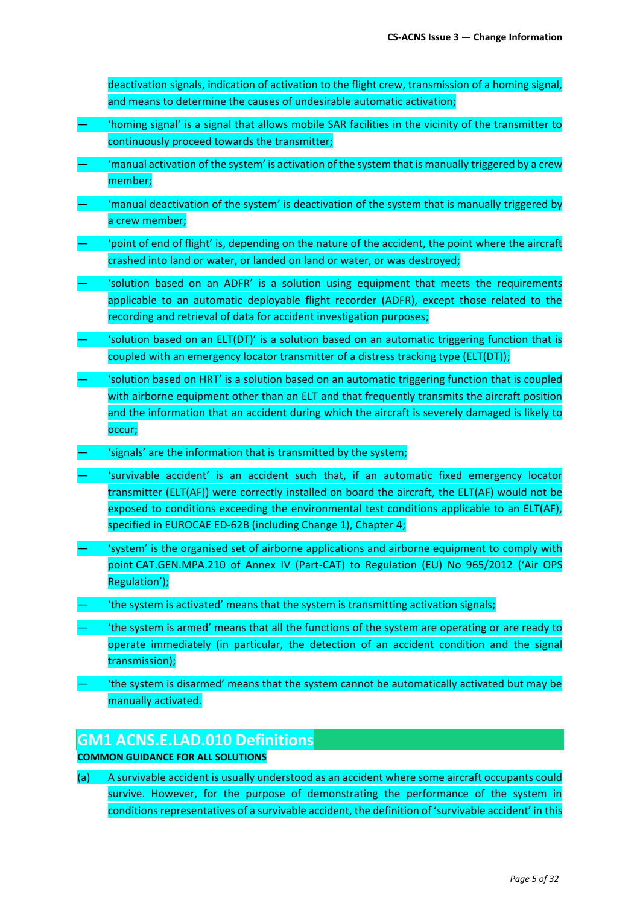deactivation signals, indication of activation to the flight crew, transmission of a homing signal, and means to determine the causes of undesirable automatic activation;

- 'homing signal' is a signal that allows mobile SAR facilities in the vicinity of the transmitter to continuously proceed towards the transmitter;
- 'manual activation of the system' is activation of the system that is manually triggered by a crew member;
- 'manual deactivation of the system' is deactivation of the system that is manually triggered by a crew member;
- 'point of end of flight' is, depending on the nature of the accident, the point where the aircraft crashed into land or water, or landed on land or water, or was destroyed;
- 'solution based on an ADFR' is a solution using equipment that meets the requirements applicable to an automatic deployable flight recorder (ADFR), except those related to the recording and retrieval of data for accident investigation purposes;
- 'solution based on an ELT(DT)' is a solution based on an automatic triggering function that is coupled with an emergency locator transmitter of a distress tracking type (ELT(DT));
- 'solution based on HRT' is a solution based on an automatic triggering function that is coupled with airborne equipment other than an ELT and that frequently transmits the aircraft position and the information that an accident during which the aircraft is severely damaged is likely to occur;
- 'signals' are the information that is transmitted by the system;
- 'survivable accident' is an accident such that, if an automatic fixed emergency locator transmitter (ELT(AF)) were correctly installed on board the aircraft, the ELT(AF) would not be exposed to conditions exceeding the environmental test conditions applicable to an ELT(AF), specified in EUROCAE ED-62B (including Change 1), Chapter 4;
- 'system' is the organised set of airborne applications and airborne equipment to comply with point CAT.GEN.MPA.210 of Annex IV (Part-CAT) to Regulation (EU) No 965/2012 ('Air OPS Regulation');
- 'the system is activated' means that the system is transmitting activation signals;
- 'the system is armed' means that all the functions of the system are operating or are ready to operate immediately (in particular, the detection of an accident condition and the signal transmission);
- 'the system is disarmed' means that the system cannot be automatically activated but may be manually activated.

## GM1 ACNS.E.LAD.010 Definitions

**COMMON GUIDANCE FOR ALL SOLUTIONS**

(a) A survivable accident is usually understood as an accident where some aircraft occupants could survive. However, for the purpose of demonstrating the performance of the system in conditions representatives of a survivable accident, the definition of 'survivable accident' in this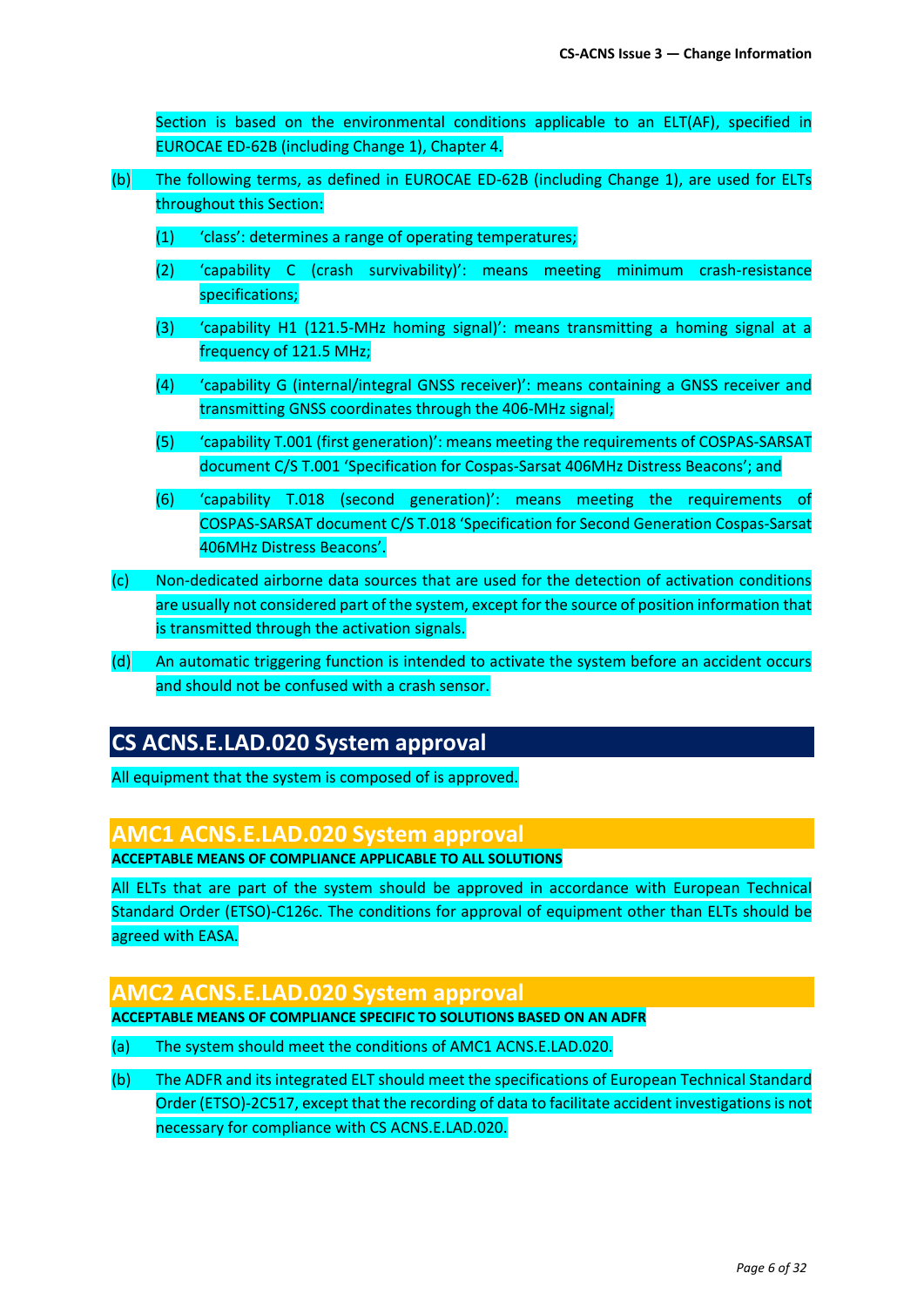Section is based on the environmental conditions applicable to an ELT(AF), specified in EUROCAE ED-62B (including Change 1), Chapter 4.

(b) The following terms, as defined in EUROCAE ED-62B (including Change 1), are used for ELTs throughout this Section:

(1) 'class': determines a range of operating temperatures;

(2) 'capability C (crash survivability)': means meeting minimum crash-resistance specifications;

(3) 'capability H1 (121.5-MHz homing signal)': means transmitting a homing signal at a frequency of 121.5 MHz;

(4) 'capability G (internal/integral GNSS receiver)': means containing a GNSS receiver and transmitting GNSS coordinates through the 406-MHz signal;

(5) 'capability T.001 (first generation)': means meeting the requirements of COSPAS-SARSAT document C/S T.001 'Specification for Cospas-Sarsat 406MHz Distress Beacons'; and

(6) 'capability T.018 (second generation)': means meeting the requirements of COSPAS-SARSAT document C/S T.018 'Specification for Second Generation Cospas-Sarsat 406MHz Distress Beacons'.

(c) Non-dedicated airborne data sources that are used for the detection of activation conditions are usually not considered part of the system, except for the source of position information that is transmitted through the activation signals.

(d) An automatic triggering function is intended to activate the system before an accident occurs and should not be confused with a crash sensor.

## CS ACNS.E.LAD.020 System approval

All equipment that the system is composed of is approved.

## AMC1 ACNS.E.LAD.020 System approval

**ACCEPTABLE MEANS OF COMPLIANCE APPLICABLE TO ALL SOLUTIONS**

All ELTs that are part of the system should be approved in accordance with European Technical Standard Order (ETSO)-C126c. The conditions for approval of equipment other than ELTs should be agreed with EASA.

## AMC2 ACNS.E.LAD.020 System approval

**ACCEPTABLE MEANS OF COMPLIANCE SPECIFIC TO SOLUTIONS BASED ON AN ADFR**

(a) The system should meet the conditions of AMC1 ACNS.E.LAD.020.

(b) The ADFR and its integrated ELT should meet the specifications of European Technical Standard Order (ETSO)-2C517, except that the recording of data to facilitate accident investigations is not necessary for compliance with CS ACNS.E.LAD.020.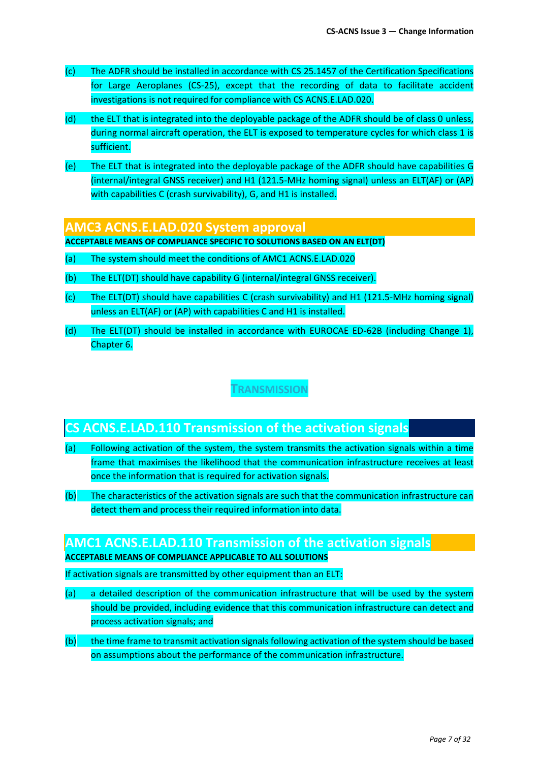(c) The ADFR should be installed in accordance with CS 25.1457 of the Certification Specifications for Large Aeroplanes (CS-25), except that the recording of data to facilitate accident investigations is not required for compliance with CS ACNS.E.LAD.020.

(d) the ELT that is integrated into the deployable package of the ADFR should be of class 0 unless, during normal aircraft operation, the ELT is exposed to temperature cycles for which class 1 is sufficient.

(e) The ELT that is integrated into the deployable package of the ADFR should have capabilities G (internal/integral GNSS receiver) and H1 (121.5-MHz homing signal) unless an ELT(AF) or (AP) with capabilities C (crash survivability), G, and H1 is installed.

## AMC3 ACNS.E.LAD.020 System approval

**ACCEPTABLE MEANS OF COMPLIANCE SPECIFIC TO SOLUTIONS BASED ON AN ELT(DT)**

(a) The system should meet the conditions of AMC1 ACNS.E.LAD.020

(b) The ELT(DT) should have capability G (internal/integral GNSS receiver).

(c) The ELT(DT) should have capabilities C (crash survivability) and H1 (121.5-MHz homing signal) unless an ELT(AF) or (AP) with capabilities C and H1 is installed.

(d) The ELT(DT) should be installed in accordance with EUROCAE ED-62B (including Change 1), Chapter 6.

# TRANSMISSION

## CS ACNS.E.LAD.110 Transmission of the activation signals

(a) Following activation of the system, the system transmits the activation signals within a time frame that maximises the likelihood that the communication infrastructure receives at least once the information that is required for activation signals.

(b) The characteristics of the activation signals are such that the communication infrastructure can detect them and process their required information into data.

## AMC1 ACNS.E.LAD.110 Transmission of the activation signals

**ACCEPTABLE MEANS OF COMPLIANCE APPLICABLE TO ALL SOLUTIONS**

If activation signals are transmitted by other equipment than an ELT:

(a) a detailed description of the communication infrastructure that will be used by the system should be provided, including evidence that this communication infrastructure can detect and process activation signals; and

(b) the time frame to transmit activation signals following activation of the system should be based on assumptions about the performance of the communication infrastructure.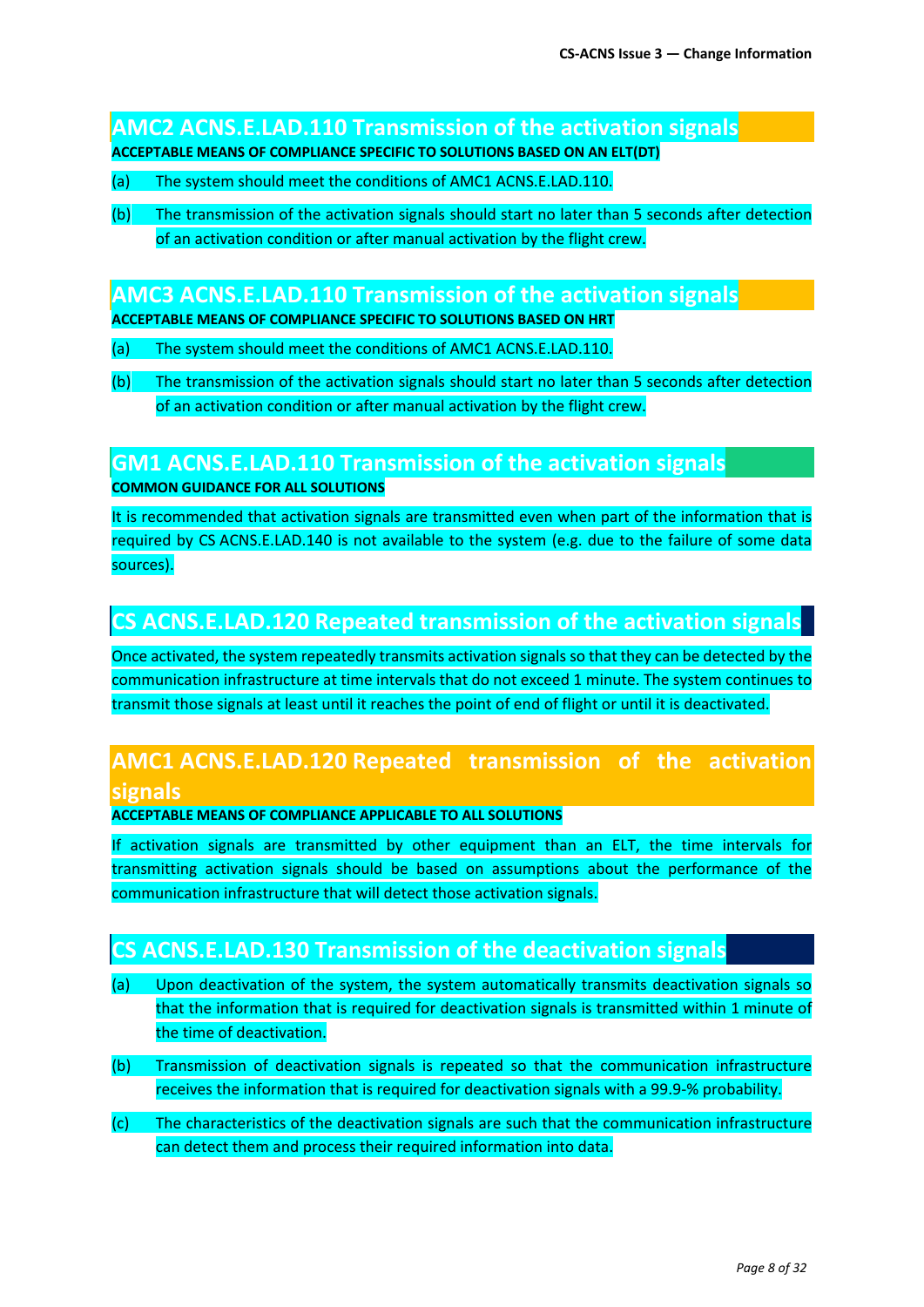## AMC2 ACNS.E.LAD.110 Transmission of the activation signals

**ACCEPTABLE MEANS OF COMPLIANCE SPECIFIC TO SOLUTIONS BASED ON AN ELT(DT)**

(a) The system should meet the conditions of AMC1 ACNS.E.LAD.110.

(b) The transmission of the activation signals should start no later than 5 seconds after detection of an activation condition or after manual activation by the flight crew.

## AMC3 ACNS.E.LAD.110 Transmission of the activation signals

**ACCEPTABLE MEANS OF COMPLIANCE SPECIFIC TO SOLUTIONS BASED ON HRT**

(a) The system should meet the conditions of AMC1 ACNS.E.LAD.110.

(b) The transmission of the activation signals should start no later than 5 seconds after detection of an activation condition or after manual activation by the flight crew.

## GM1 ACNS.E.LAD.110 Transmission of the activation signals

**COMMON GUIDANCE FOR ALL SOLUTIONS**

It is recommended that activation signals are transmitted even when part of the information that is required by CS ACNS.E.LAD.140 is not available to the system (e.g. due to the failure of some data sources).

## CS ACNS.E.LAD.120 Repeated transmission of the activation signals

Once activated, the system repeatedly transmits activation signals so that they can be detected by the communication infrastructure at time intervals that do not exceed 1 minute. The system continues to transmit those signals at least until it reaches the point of end of flight or until it is deactivated.

## AMC1 ACNS.E.LAD.120 Repeated transmission of the activation signals

**ACCEPTABLE MEANS OF COMPLIANCE APPLICABLE TO ALL SOLUTIONS**

If activation signals are transmitted by other equipment than an ELT, the time intervals for transmitting activation signals should be based on assumptions about the performance of the communication infrastructure that will detect those activation signals.

## CS ACNS.E.LAD.130 Transmission of the deactivation signals

(a) Upon deactivation of the system, the system automatically transmits deactivation signals so that the information that is required for deactivation signals is transmitted within 1 minute of the time of deactivation.

(b) Transmission of deactivation signals is repeated so that the communication infrastructure receives the information that is required for deactivation signals with a 99.9-% probability.

(c) The characteristics of the deactivation signals are such that the communication infrastructure can detect them and process their required information into data.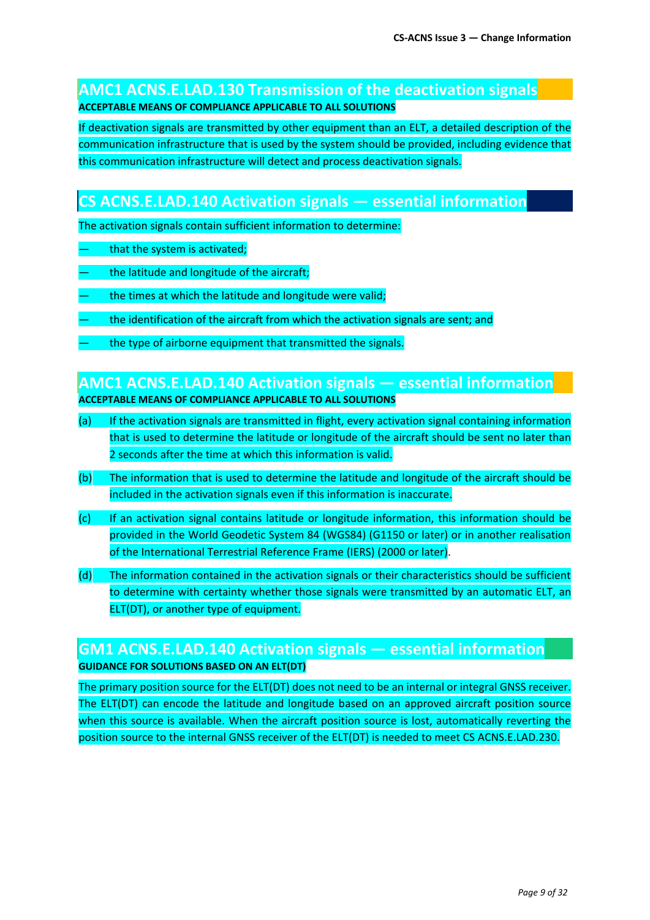## AMC1 ACNS.E.LAD.130 Transmission of the deactivation signals

**ACCEPTABLE MEANS OF COMPLIANCE APPLICABLE TO ALL SOLUTIONS**

If deactivation signals are transmitted by other equipment than an ELT, a detailed description of the communication infrastructure that is used by the system should be provided, including evidence that this communication infrastructure will detect and process deactivation signals.

## CS ACNS.E.LAD.140 Activation signals — essential information

The activation signals contain sufficient information to determine:

— that the system is activated;

— the latitude and longitude of the aircraft;

— the times at which the latitude and longitude were valid;

— the identification of the aircraft from which the activation signals are sent; and

— the type of airborne equipment that transmitted the signals.

## AMC1 ACNS.E.LAD.140 Activation signals — essential information

**ACCEPTABLE MEANS OF COMPLIANCE APPLICABLE TO ALL SOLUTIONS**

(a) If the activation signals are transmitted in flight, every activation signal containing information that is used to determine the latitude or longitude of the aircraft should be sent no later than 2 seconds after the time at which this information is valid.

(b) The information that is used to determine the latitude and longitude of the aircraft should be included in the activation signals even if this information is inaccurate.

(c) If an activation signal contains latitude or longitude information, this information should be provided in the World Geodetic System 84 (WGS84) (G1150 or later) or in another realisation of the International Terrestrial Reference Frame (IERS) (2000 or later).

(d) The information contained in the activation signals or their characteristics should be sufficient to determine with certainty whether those signals were transmitted by an automatic ELT, an ELT(DT), or another type of equipment.

## GM1 ACNS.E.LAD.140 Activation signals — essential information

**GUIDANCE FOR SOLUTIONS BASED ON AN ELT(DT)**

The primary position source for the ELT(DT) does not need to be an internal or integral GNSS receiver. The ELT(DT) can encode the latitude and longitude based on an approved aircraft position source when this source is available. When the aircraft position source is lost, automatically reverting the position source to the internal GNSS receiver of the ELT(DT) is needed to meet CS ACNS.E.LAD.230.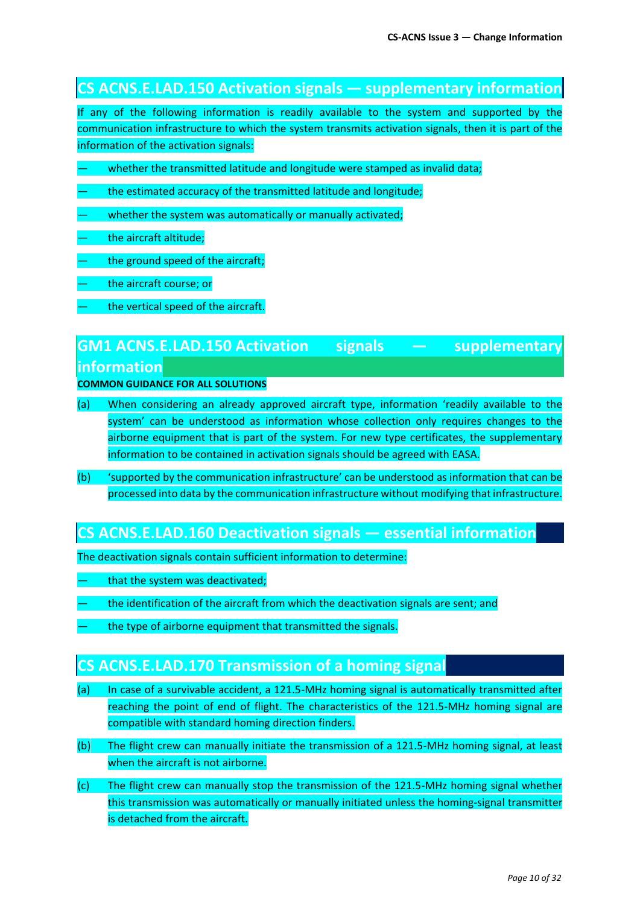## CS ACNS.E.LAD.150 Activation signals — supplementary information

If any of the following information is readily available to the system and supported by the communication infrastructure to which the system transmits activation signals, then it is part of the information of the activation signals:

— whether the transmitted latitude and longitude were stamped as invalid data;

— the estimated accuracy of the transmitted latitude and longitude;

— whether the system was automatically or manually activated;

— the aircraft altitude;

— the ground speed of the aircraft;

— the aircraft course; or

— the vertical speed of the aircraft.

## GM1 ACNS.E.LAD.150 Activation signals — supplementary information

**COMMON GUIDANCE FOR ALL SOLUTIONS**

(a) When considering an already approved aircraft type, information 'readily available to the system' can be understood as information whose collection only requires changes to the airborne equipment that is part of the system. For new type certificates, the supplementary information to be contained in activation signals should be agreed with EASA.

(b) 'supported by the communication infrastructure' can be understood as information that can be processed into data by the communication infrastructure without modifying that infrastructure.

## CS ACNS.E.LAD.160 Deactivation signals — essential information

The deactivation signals contain sufficient information to determine:

— that the system was deactivated;

— the identification of the aircraft from which the deactivation signals are sent; and

— the type of airborne equipment that transmitted the signals.

## CS ACNS.E.LAD.170 Transmission of a homing signal

(a) In case of a survivable accident, a 121.5-MHz homing signal is automatically transmitted after reaching the point of end of flight. The characteristics of the 121.5-MHz homing signal are compatible with standard homing direction finders.

(b) The flight crew can manually initiate the transmission of a 121.5-MHz homing signal, at least when the aircraft is not airborne.

(c) The flight crew can manually stop the transmission of the 121.5-MHz homing signal whether this transmission was automatically or manually initiated unless the homing-signal transmitter is detached from the aircraft.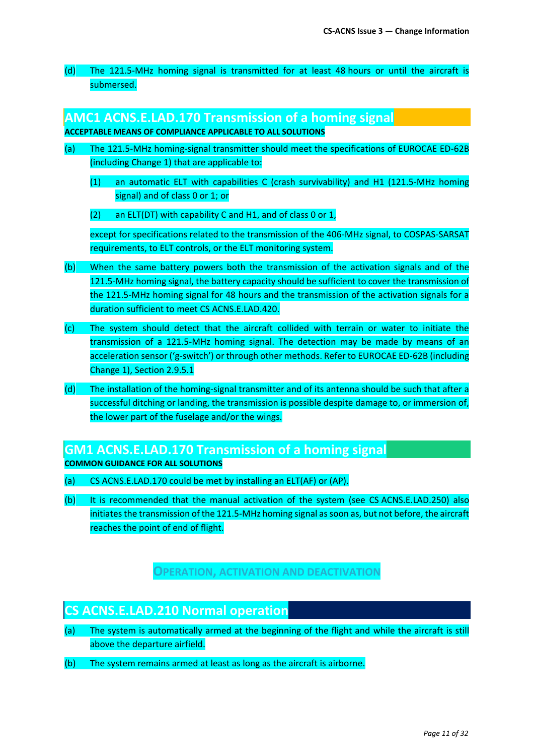(d) The 121.5-MHz homing signal is transmitted for at least 48 hours or until the aircraft is submersed.

## AMC1 ACNS.E.LAD.170 Transmission of a homing signal

**ACCEPTABLE MEANS OF COMPLIANCE APPLICABLE TO ALL SOLUTIONS**

(a) The 121.5-MHz homing-signal transmitter should meet the specifications of EUROCAE ED-62B (including Change 1) that are applicable to:

(1) an automatic ELT with capabilities C (crash survivability) and H1 (121.5-MHz homing signal) and of class 0 or 1; or

(2) an ELT(DT) with capability C and H1, and of class 0 or 1,

except for specifications related to the transmission of the 406-MHz signal, to COSPAS-SARSAT requirements, to ELT controls, or the ELT monitoring system.

(b) When the same battery powers both the transmission of the activation signals and of the 121.5-MHz homing signal, the battery capacity should be sufficient to cover the transmission of the 121.5-MHz homing signal for 48 hours and the transmission of the activation signals for a duration sufficient to meet CS ACNS.E.LAD.420.

(c) The system should detect that the aircraft collided with terrain or water to initiate the transmission of a 121.5-MHz homing signal. The detection may be made by means of an acceleration sensor ('g-switch') or through other methods. Refer to EUROCAE ED-62B (including Change 1), Section 2.9.5.1

(d) The installation of the homing-signal transmitter and of its antenna should be such that after a successful ditching or landing, the transmission is possible despite damage to, or immersion of, the lower part of the fuselage and/or the wings.

## GM1 ACNS.E.LAD.170 Transmission of a homing signal

**COMMON GUIDANCE FOR ALL SOLUTIONS**

(a) CS ACNS.E.LAD.170 could be met by installing an ELT(AF) or (AP).

(b) It is recommended that the manual activation of the system (see CS ACNS.E.LAD.250) also initiates the transmission of the 121.5-MHz homing signal as soon as, but not before, the aircraft reaches the point of end of flight.

### OPERATION, ACTIVATION AND DEACTIVATION

## CS ACNS.E.LAD.210 Normal operation

(a) The system is automatically armed at the beginning of the flight and while the aircraft is still above the departure airfield.

(b) The system remains armed at least as long as the aircraft is airborne.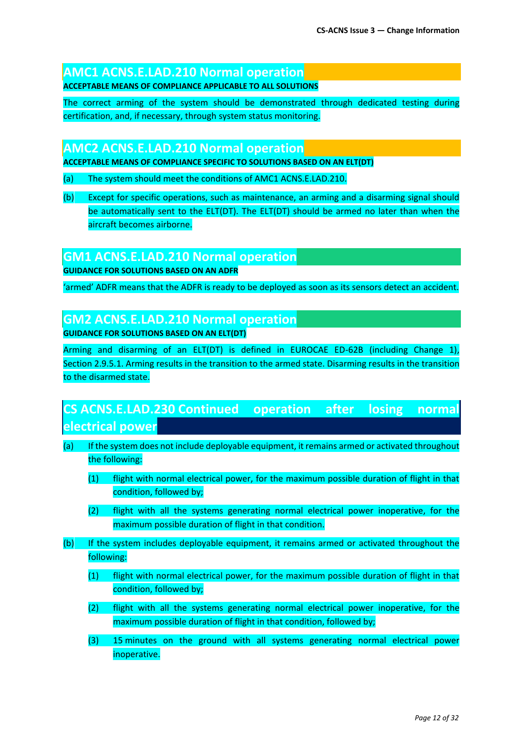## AMC1 ACNS.E.LAD.210 Normal operation

**ACCEPTABLE MEANS OF COMPLIANCE APPLICABLE TO ALL SOLUTIONS**

The correct arming of the system should be demonstrated through dedicated testing during certification, and, if necessary, through system status monitoring.

## AMC2 ACNS.E.LAD.210 Normal operation

**ACCEPTABLE MEANS OF COMPLIANCE SPECIFIC TO SOLUTIONS BASED ON AN ELT(DT)**

(a) The system should meet the conditions of AMC1 ACNS.E.LAD.210.

(b) Except for specific operations, such as maintenance, an arming and a disarming signal should be automatically sent to the ELT(DT). The ELT(DT) should be armed no later than when the aircraft becomes airborne.

## GM1 ACNS.E.LAD.210 Normal operation

**GUIDANCE FOR SOLUTIONS BASED ON AN ADFR**

'armed' ADFR means that the ADFR is ready to be deployed as soon as its sensors detect an accident.

## GM2 ACNS.E.LAD.210 Normal operation

**GUIDANCE FOR SOLUTIONS BASED ON AN ELT(DT)**

Arming and disarming of an ELT(DT) is defined in EUROCAE ED-62B (including Change 1), Section 2.9.5.1. Arming results in the transition to the armed state. Disarming results in the transition to the disarmed state.

## CS ACNS.E.LAD.230 Continued operation after losing normal electrical power

(a) If the system does not include deployable equipment, it remains armed or activated throughout the following:

  (1) flight with normal electrical power, for the maximum possible duration of flight in that condition, followed by;

  (2) flight with all the systems generating normal electrical power inoperative, for the maximum possible duration of flight in that condition.

(b) If the system includes deployable equipment, it remains armed or activated throughout the following:

  (1) flight with normal electrical power, for the maximum possible duration of flight in that condition, followed by;

  (2) flight with all the systems generating normal electrical power inoperative, for the maximum possible duration of flight in that condition, followed by;

  (3) 15 minutes on the ground with all systems generating normal electrical power inoperative.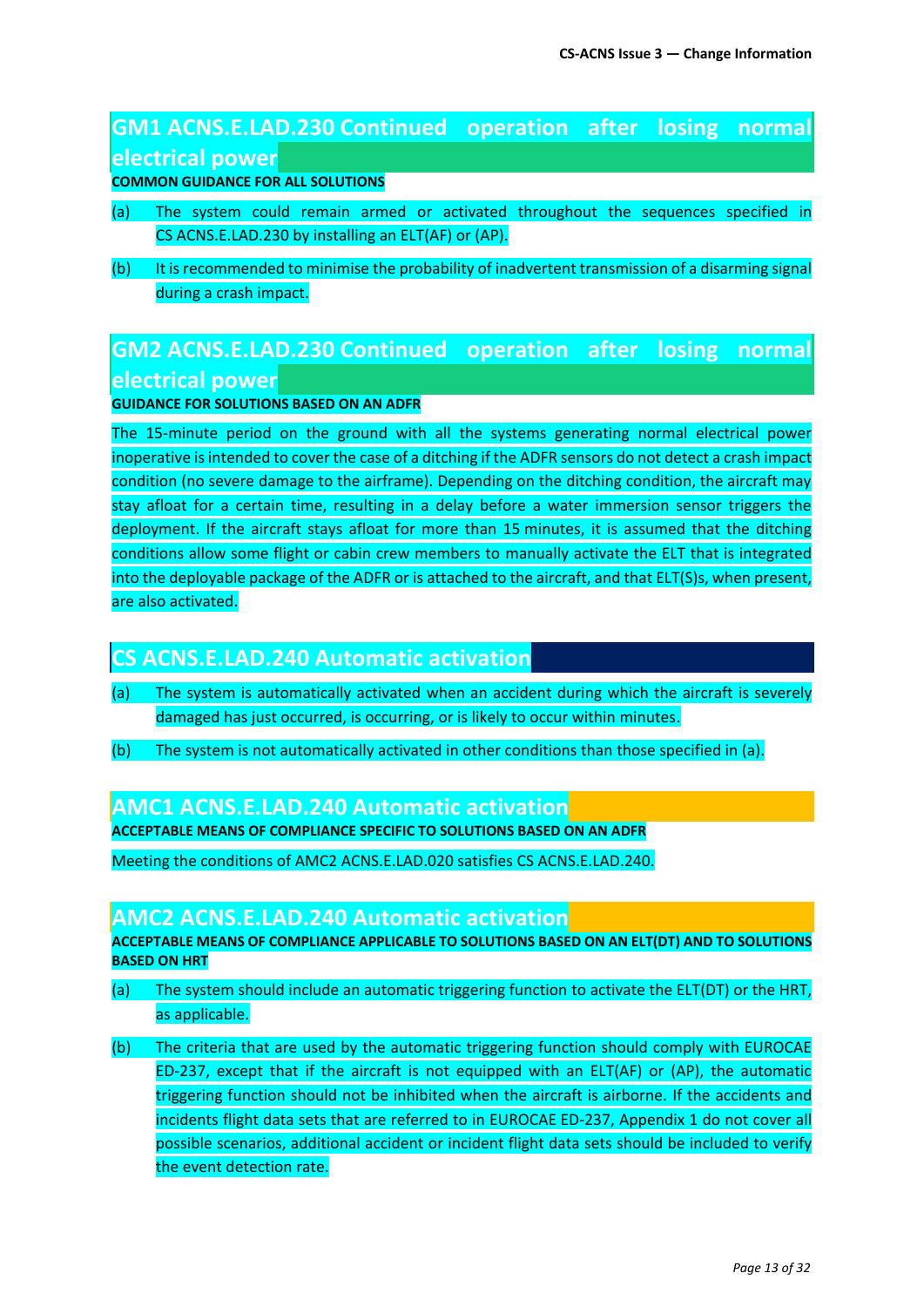## GM1 ACNS.E.LAD.230 Continued operation after losing normal electrical power

**COMMON GUIDANCE FOR ALL SOLUTIONS**

(a) The system could remain armed or activated throughout the sequences specified in CS ACNS.E.LAD.230 by installing an ELT(AF) or (AP).

(b) It is recommended to minimise the probability of inadvertent transmission of a disarming signal during a crash impact.

## GM2 ACNS.E.LAD.230 Continued operation after losing normal electrical power

**GUIDANCE FOR SOLUTIONS BASED ON AN ADFR**

The 15-minute period on the ground with all the systems generating normal electrical power inoperative is intended to cover the case of a ditching if the ADFR sensors do not detect a crash impact condition (no severe damage to the airframe). Depending on the ditching condition, the aircraft may stay afloat for a certain time, resulting in a delay before a water immersion sensor triggers the deployment. If the aircraft stays afloat for more than 15 minutes, it is assumed that the ditching conditions allow some flight or cabin crew members to manually activate the ELT that is integrated into the deployable package of the ADFR or is attached to the aircraft, and that ELT(S)s, when present, are also activated.

## CS ACNS.E.LAD.240 Automatic activation

(a) The system is automatically activated when an accident during which the aircraft is severely damaged has just occurred, is occurring, or is likely to occur within minutes.

(b) The system is not automatically activated in other conditions than those specified in (a).

## AMC1 ACNS.E.LAD.240 Automatic activation

**ACCEPTABLE MEANS OF COMPLIANCE SPECIFIC TO SOLUTIONS BASED ON AN ADFR**

Meeting the conditions of AMC2 ACNS.E.LAD.020 satisfies CS ACNS.E.LAD.240.

## AMC2 ACNS.E.LAD.240 Automatic activation

**ACCEPTABLE MEANS OF COMPLIANCE APPLICABLE TO SOLUTIONS BASED ON AN ELT(DT) AND TO SOLUTIONS BASED ON HRT**

(a) The system should include an automatic triggering function to activate the ELT(DT) or the HRT, as applicable.

(b) The criteria that are used by the automatic triggering function should comply with EUROCAE ED-237, except that if the aircraft is not equipped with an ELT(AF) or (AP), the automatic triggering function should not be inhibited when the aircraft is airborne. If the accidents and incidents flight data sets that are referred to in EUROCAE ED-237, Appendix 1 do not cover all possible scenarios, additional accident or incident flight data sets should be included to verify the event detection rate.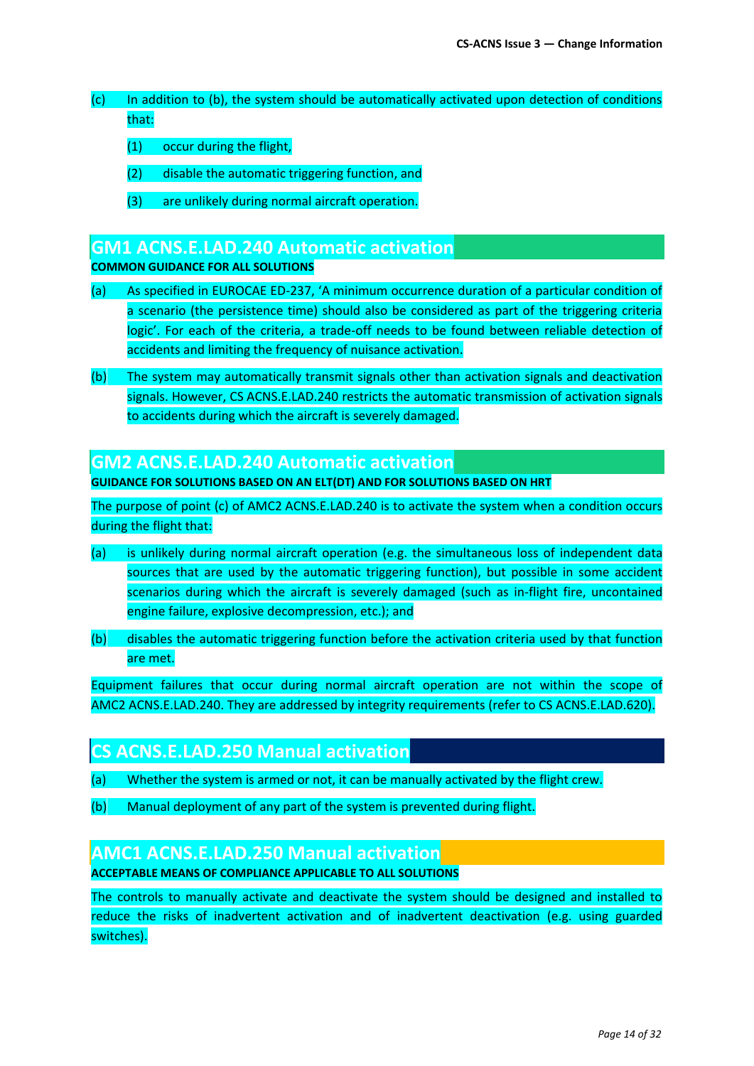(c) In addition to (b), the system should be automatically activated upon detection of conditions that:

   (1) occur during the flight,

   (2) disable the automatic triggering function, and

   (3) are unlikely during normal aircraft operation.

## GM1 ACNS.E.LAD.240 Automatic activation

**COMMON GUIDANCE FOR ALL SOLUTIONS**

(a) As specified in EUROCAE ED-237, 'A minimum occurrence duration of a particular condition of a scenario (the persistence time) should also be considered as part of the triggering criteria logic'. For each of the criteria, a trade-off needs to be found between reliable detection of accidents and limiting the frequency of nuisance activation.

(b) The system may automatically transmit signals other than activation signals and deactivation signals. However, CS ACNS.E.LAD.240 restricts the automatic transmission of activation signals to accidents during which the aircraft is severely damaged.

## GM2 ACNS.E.LAD.240 Automatic activation

**GUIDANCE FOR SOLUTIONS BASED ON AN ELT(DT) AND FOR SOLUTIONS BASED ON HRT**

The purpose of point (c) of AMC2 ACNS.E.LAD.240 is to activate the system when a condition occurs during the flight that:

(a) is unlikely during normal aircraft operation (e.g. the simultaneous loss of independent data sources that are used by the automatic triggering function), but possible in some accident scenarios during which the aircraft is severely damaged (such as in-flight fire, uncontained engine failure, explosive decompression, etc.); and

(b) disables the automatic triggering function before the activation criteria used by that function are met.

Equipment failures that occur during normal aircraft operation are not within the scope of AMC2 ACNS.E.LAD.240. They are addressed by integrity requirements (refer to CS ACNS.E.LAD.620).

## CS ACNS.E.LAD.250 Manual activation

(a) Whether the system is armed or not, it can be manually activated by the flight crew.

(b) Manual deployment of any part of the system is prevented during flight.

## AMC1 ACNS.E.LAD.250 Manual activation

**ACCEPTABLE MEANS OF COMPLIANCE APPLICABLE TO ALL SOLUTIONS**

The controls to manually activate and deactivate the system should be designed and installed to reduce the risks of inadvertent activation and of inadvertent deactivation (e.g. using guarded switches).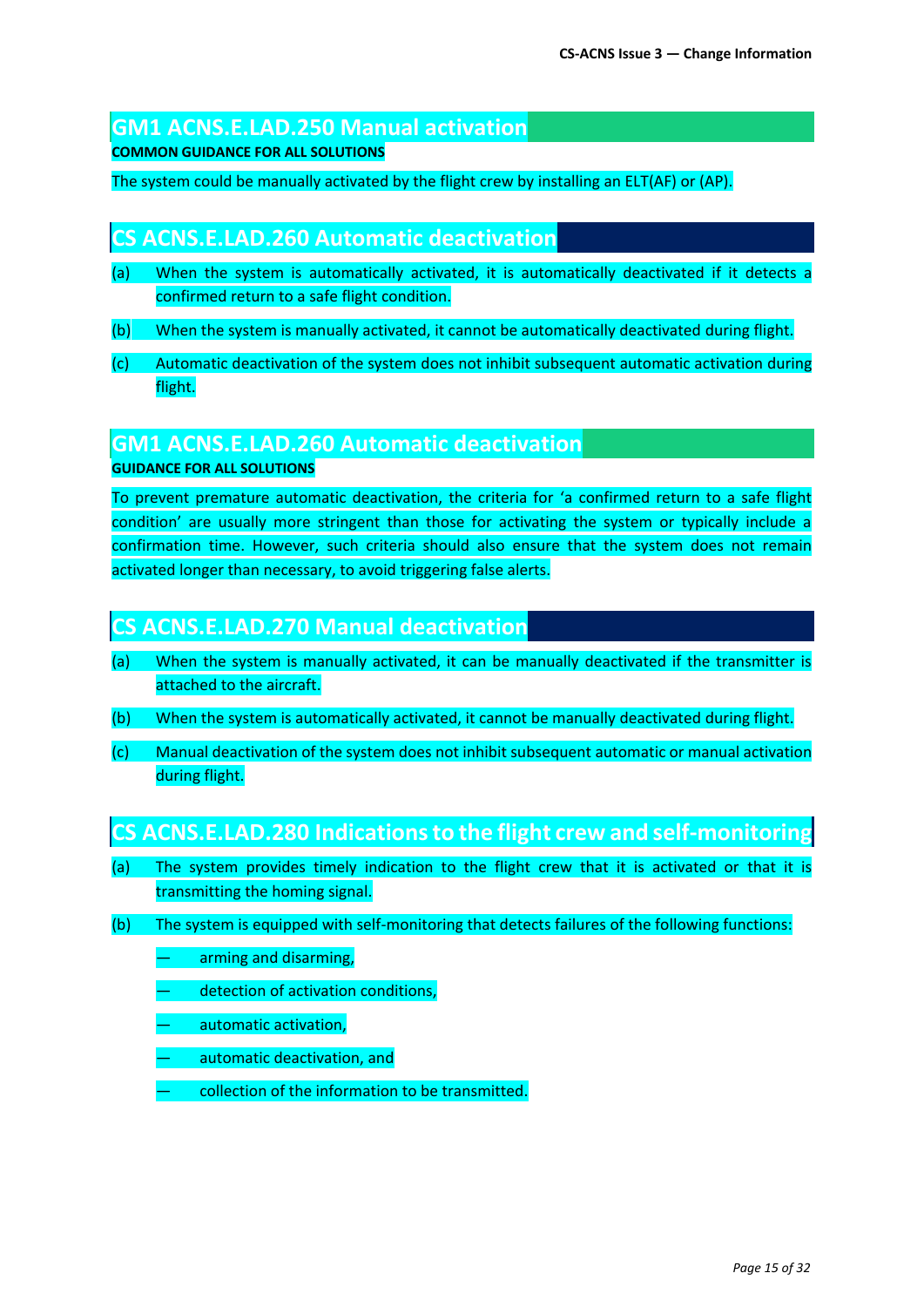## GM1 ACNS.E.LAD.250 Manual activation

**COMMON GUIDANCE FOR ALL SOLUTIONS**

The system could be manually activated by the flight crew by installing an ELT(AF) or (AP).

## CS ACNS.E.LAD.260 Automatic deactivation

(a) When the system is automatically activated, it is automatically deactivated if it detects a confirmed return to a safe flight condition.

(b) When the system is manually activated, it cannot be automatically deactivated during flight.

(c) Automatic deactivation of the system does not inhibit subsequent automatic activation during flight.

## GM1 ACNS.E.LAD.260 Automatic deactivation

**GUIDANCE FOR ALL SOLUTIONS**

To prevent premature automatic deactivation, the criteria for 'a confirmed return to a safe flight condition' are usually more stringent than those for activating the system or typically include a confirmation time. However, such criteria should also ensure that the system does not remain activated longer than necessary, to avoid triggering false alerts.

## CS ACNS.E.LAD.270 Manual deactivation

(a) When the system is manually activated, it can be manually deactivated if the transmitter is attached to the aircraft.

(b) When the system is automatically activated, it cannot be manually deactivated during flight.

(c) Manual deactivation of the system does not inhibit subsequent automatic or manual activation during flight.

## CS ACNS.E.LAD.280 Indications to the flight crew and self-monitoring

(a) The system provides timely indication to the flight crew that it is activated or that it is transmitting the homing signal.

(b) The system is equipped with self-monitoring that detects failures of the following functions:

- arming and disarming,
- detection of activation conditions,
- automatic activation,
- automatic deactivation, and
- collection of the information to be transmitted.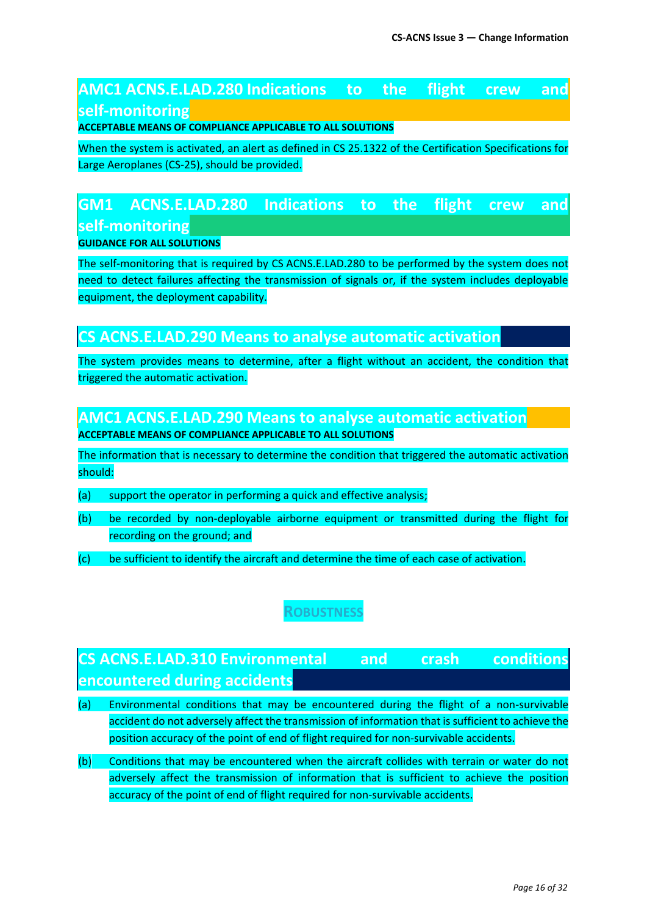## AMC1 ACNS.E.LAD.280 Indications to the flight crew and self-monitoring

**ACCEPTABLE MEANS OF COMPLIANCE APPLICABLE TO ALL SOLUTIONS**

When the system is activated, an alert as defined in CS 25.1322 of the Certification Specifications for Large Aeroplanes (CS-25), should be provided.

## GM1 ACNS.E.LAD.280 Indications to the flight crew and self-monitoring

**GUIDANCE FOR ALL SOLUTIONS**

The self-monitoring that is required by CS ACNS.E.LAD.280 to be performed by the system does not need to detect failures affecting the transmission of signals or, if the system includes deployable equipment, the deployment capability.

## CS ACNS.E.LAD.290 Means to analyse automatic activation

The system provides means to determine, after a flight without an accident, the condition that triggered the automatic activation.

## AMC1 ACNS.E.LAD.290 Means to analyse automatic activation

**ACCEPTABLE MEANS OF COMPLIANCE APPLICABLE TO ALL SOLUTIONS**

The information that is necessary to determine the condition that triggered the automatic activation should:

(a) support the operator in performing a quick and effective analysis;

(b) be recorded by non-deployable airborne equipment or transmitted during the flight for recording on the ground; and

(c) be sufficient to identify the aircraft and determine the time of each case of activation.

### ROBUSTNESS

## CS ACNS.E.LAD.310 Environmental and crash conditions encountered during accidents

(a) Environmental conditions that may be encountered during the flight of a non-survivable accident do not adversely affect the transmission of information that is sufficient to achieve the position accuracy of the point of end of flight required for non-survivable accidents.

(b) Conditions that may be encountered when the aircraft collides with terrain or water do not adversely affect the transmission of information that is sufficient to achieve the position accuracy of the point of end of flight required for non-survivable accidents.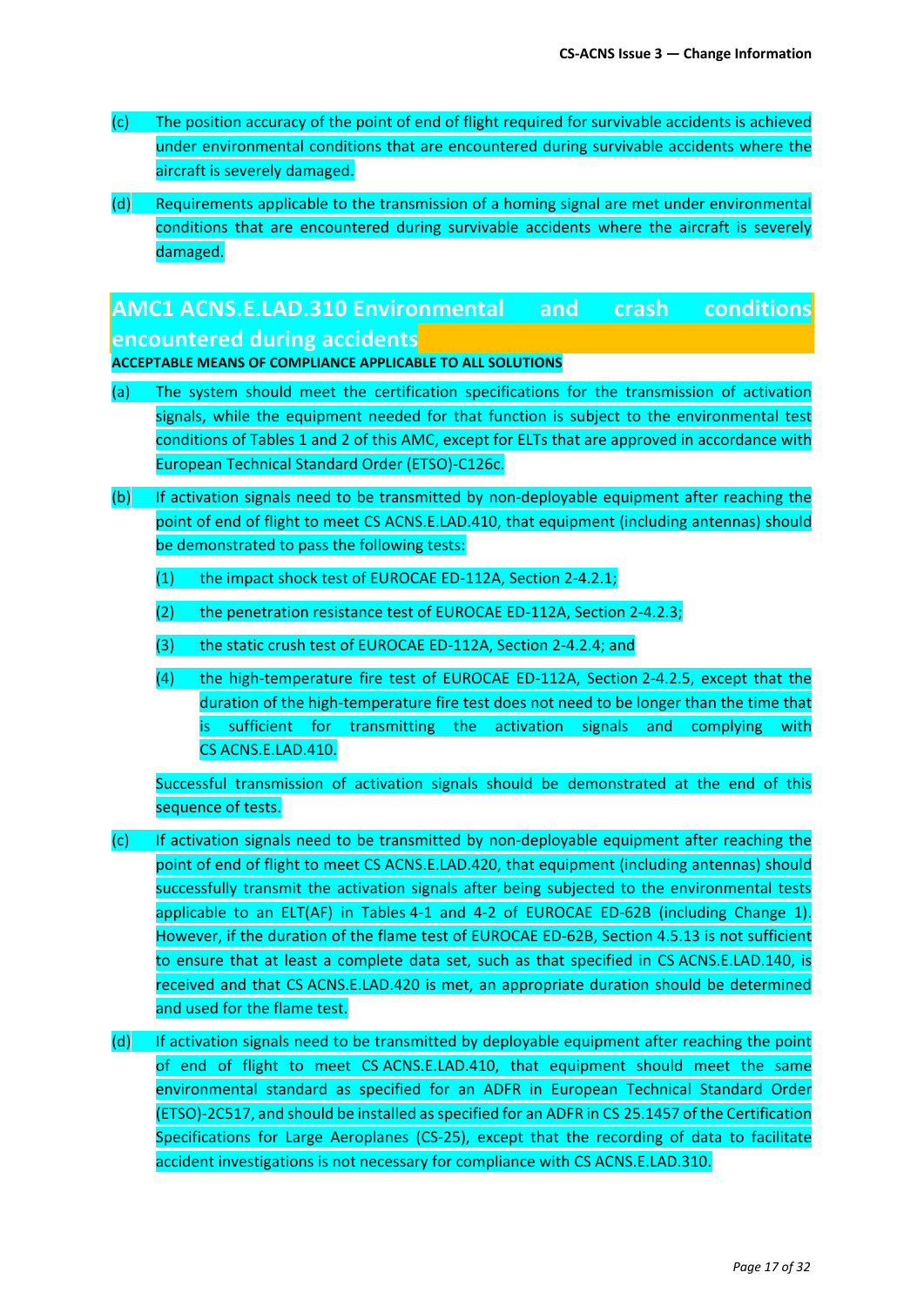(c) The position accuracy of the point of end of flight required for survivable accidents is achieved under environmental conditions that are encountered during survivable accidents where the aircraft is severely damaged.

(d) Requirements applicable to the transmission of a homing signal are met under environmental conditions that are encountered during survivable accidents where the aircraft is severely damaged.

## AMC1 ACNS.E.LAD.310 Environmental and crash conditions encountered during accidents

**ACCEPTABLE MEANS OF COMPLIANCE APPLICABLE TO ALL SOLUTIONS**

(a) The system should meet the certification specifications for the transmission of activation signals, while the equipment needed for that function is subject to the environmental test conditions of Tables 1 and 2 of this AMC, except for ELTs that are approved in accordance with European Technical Standard Order (ETSO)-C126c.

(b) If activation signals need to be transmitted by non-deployable equipment after reaching the point of end of flight to meet CS ACNS.E.LAD.410, that equipment (including antennas) should be demonstrated to pass the following tests:

   (1) the impact shock test of EUROCAE ED-112A, Section 2-4.2.1;

   (2) the penetration resistance test of EUROCAE ED-112A, Section 2-4.2.3;

   (3) the static crush test of EUROCAE ED-112A, Section 2-4.2.4; and

   (4) the high-temperature fire test of EUROCAE ED-112A, Section 2-4.2.5, except that the duration of the high-temperature fire test does not need to be longer than the time that is sufficient for transmitting the activation signals and complying with CS ACNS.E.LAD.410.

   Successful transmission of activation signals should be demonstrated at the end of this sequence of tests.

(c) If activation signals need to be transmitted by non-deployable equipment after reaching the point of end of flight to meet CS ACNS.E.LAD.420, that equipment (including antennas) should successfully transmit the activation signals after being subjected to the environmental tests applicable to an ELT(AF) in Tables 4-1 and 4-2 of EUROCAE ED-62B (including Change 1). However, if the duration of the flame test of EUROCAE ED-62B, Section 4.5.13 is not sufficient to ensure that at least a complete data set, such as that specified in CS ACNS.E.LAD.140, is received and that CS ACNS.E.LAD.420 is met, an appropriate duration should be determined and used for the flame test.

(d) If activation signals need to be transmitted by deployable equipment after reaching the point of end of flight to meet CS ACNS.E.LAD.410, that equipment should meet the same environmental standard as specified for an ADFR in European Technical Standard Order (ETSO)-2C517, and should be installed as specified for an ADFR in CS 25.1457 of the Certification Specifications for Large Aeroplanes (CS-25), except that the recording of data to facilitate accident investigations is not necessary for compliance with CS ACNS.E.LAD.310.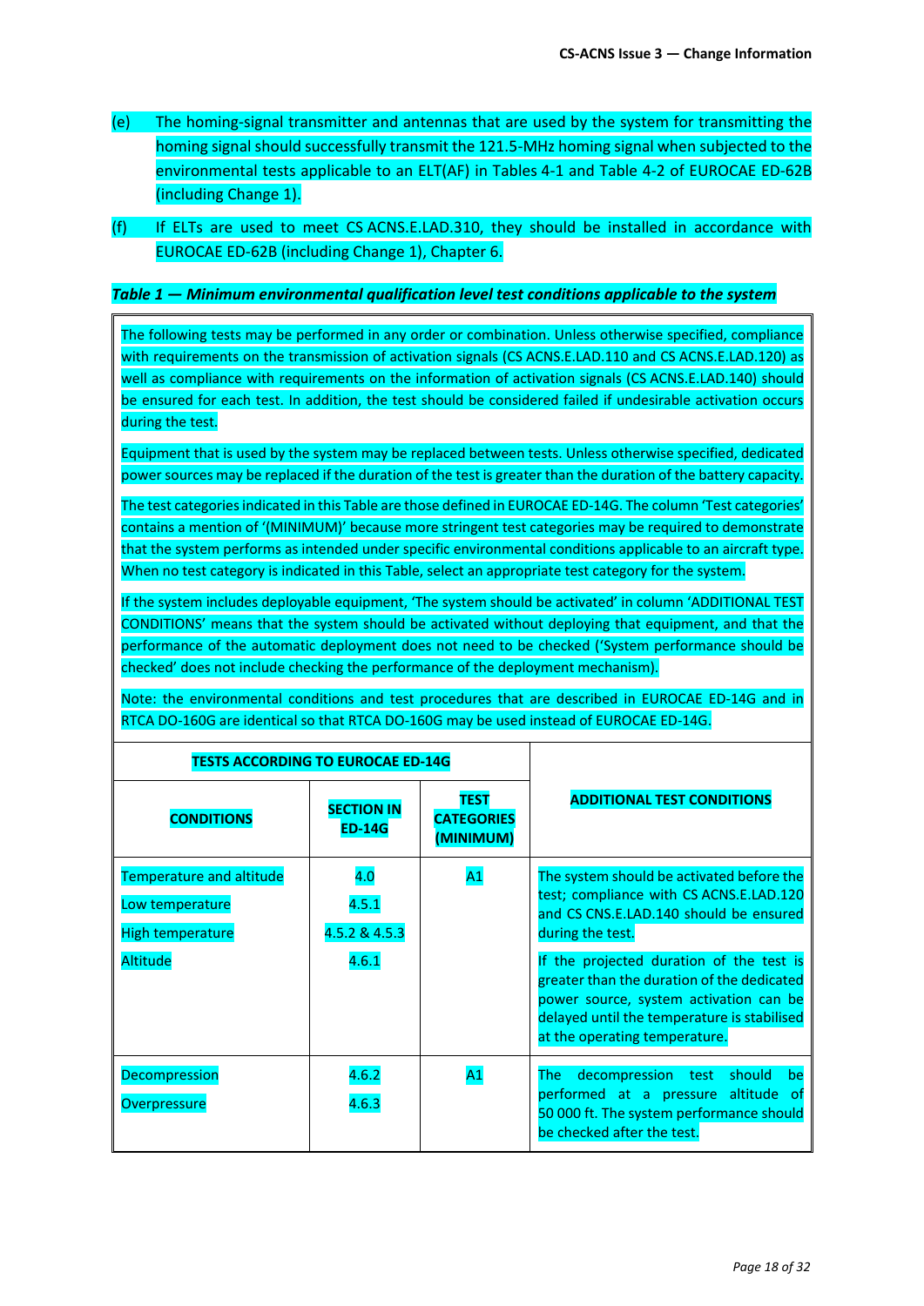(e) The homing-signal transmitter and antennas that are used by the system for transmitting the homing signal should successfully transmit the 121.5-MHz homing signal when subjected to the environmental tests applicable to an ELT(AF) in Tables 4-1 and Table 4-2 of EUROCAE ED-62B (including Change 1).

(f) If ELTs are used to meet CS ACNS.E.LAD.310, they should be installed in accordance with EUROCAE ED-62B (including Change 1), Chapter 6.

***Table 1 — Minimum environmental qualification level test conditions applicable to the system***

The following tests may be performed in any order or combination. Unless otherwise specified, compliance with requirements on the transmission of activation signals (CS ACNS.E.LAD.110 and CS ACNS.E.LAD.120) as well as compliance with requirements on the information of activation signals (CS ACNS.E.LAD.140) should be ensured for each test. In addition, the test should be considered failed if undesirable activation occurs during the test.

Equipment that is used by the system may be replaced between tests. Unless otherwise specified, dedicated power sources may be replaced if the duration of the test is greater than the duration of the battery capacity.

The test categories indicated in this Table are those defined in EUROCAE ED-14G. The column 'Test categories' contains a mention of '(MINIMUM)' because more stringent test categories may be required to demonstrate that the system performs as intended under specific environmental conditions applicable to an aircraft type. When no test category is indicated in this Table, select an appropriate test category for the system.

If the system includes deployable equipment, 'The system should be activated' in column 'ADDITIONAL TEST CONDITIONS' means that the system should be activated without deploying that equipment, and that the performance of the automatic deployment does not need to be checked ('System performance should be checked' does not include checking the performance of the deployment mechanism).

Note: the environmental conditions and test procedures that are described in EUROCAE ED-14G and in RTCA DO-160G are identical so that RTCA DO-160G may be used instead of EUROCAE ED-14G.

| **TESTS ACCORDING TO EUROCAE ED-14G** | | | **ADDITIONAL TEST CONDITIONS** |
|---|---|---|---|
| **CONDITIONS** | **SECTION IN ED-14G** | **TEST CATEGORIES (MINIMUM)** | |
| Temperature and altitude<br>Low temperature<br>High temperature<br>Altitude | 4.0<br>4.5.1<br>4.5.2 & 4.5.3<br>4.6.1 | A1 | The system should be activated before the test; compliance with CS ACNS.E.LAD.120 and CS CNS.E.LAD.140 should be ensured during the test.<br><br>If the projected duration of the test is greater than the duration of the dedicated power source, system activation can be delayed until the temperature is stabilised at the operating temperature. |
| Decompression<br>Overpressure | 4.6.2<br>4.6.3 | A1 | The decompression test should be performed at a pressure altitude of 50 000 ft. The system performance should be checked after the test. |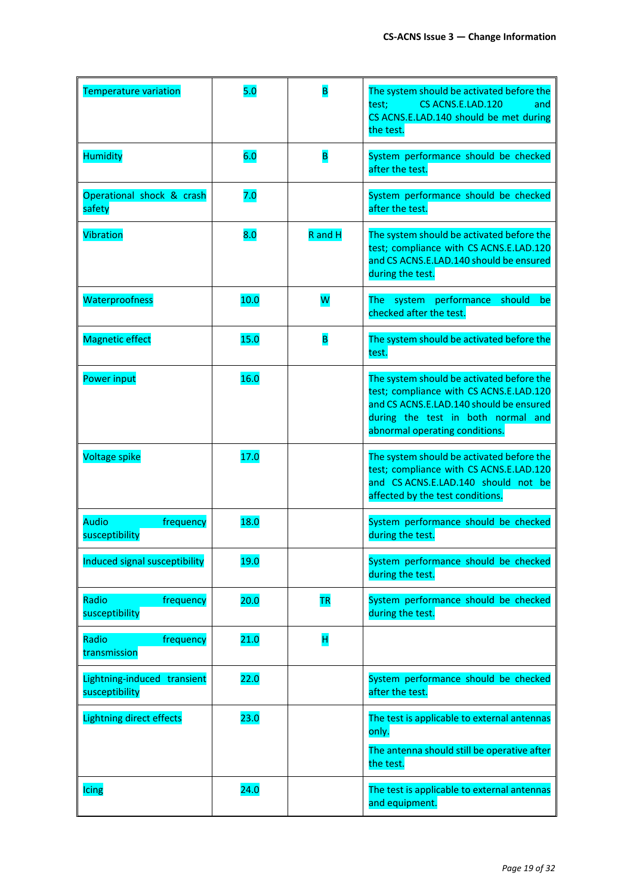| | | | |
|---|---|---|---|
| Temperature variation | 5.0 | B | The system should be activated before the test; CS ACNS.E.LAD.120 and CS ACNS.E.LAD.140 should be met during the test. |
| Humidity | 6.0 | B | System performance should be checked after the test. |
| Operational shock & crash safety | 7.0 | | System performance should be checked after the test. |
| Vibration | 8.0 | R and H | The system should be activated before the test; compliance with CS ACNS.E.LAD.120 and CS ACNS.E.LAD.140 should be ensured during the test. |
| Waterproofness | 10.0 | W | The system performance should be checked after the test. |
| Magnetic effect | 15.0 | B | The system should be activated before the test. |
| Power input | 16.0 | | The system should be activated before the test; compliance with CS ACNS.E.LAD.120 and CS ACNS.E.LAD.140 should be ensured during the test in both normal and abnormal operating conditions. |
| Voltage spike | 17.0 | | The system should be activated before the test; compliance with CS ACNS.E.LAD.120 and CS ACNS.E.LAD.140 should not be affected by the test conditions. |
| Audio frequency susceptibility | 18.0 | | System performance should be checked during the test. |
| Induced signal susceptibility | 19.0 | | System performance should be checked during the test. |
| Radio frequency susceptibility | 20.0 | TR | System performance should be checked during the test. |
| Radio frequency transmission | 21.0 | H | |
| Lightning-induced transient susceptibility | 22.0 | | System performance should be checked after the test. |
| Lightning direct effects | 23.0 | | The test is applicable to external antennas only.<br>The antenna should still be operative after the test. |
| Icing | 24.0 | | The test is applicable to external antennas and equipment. |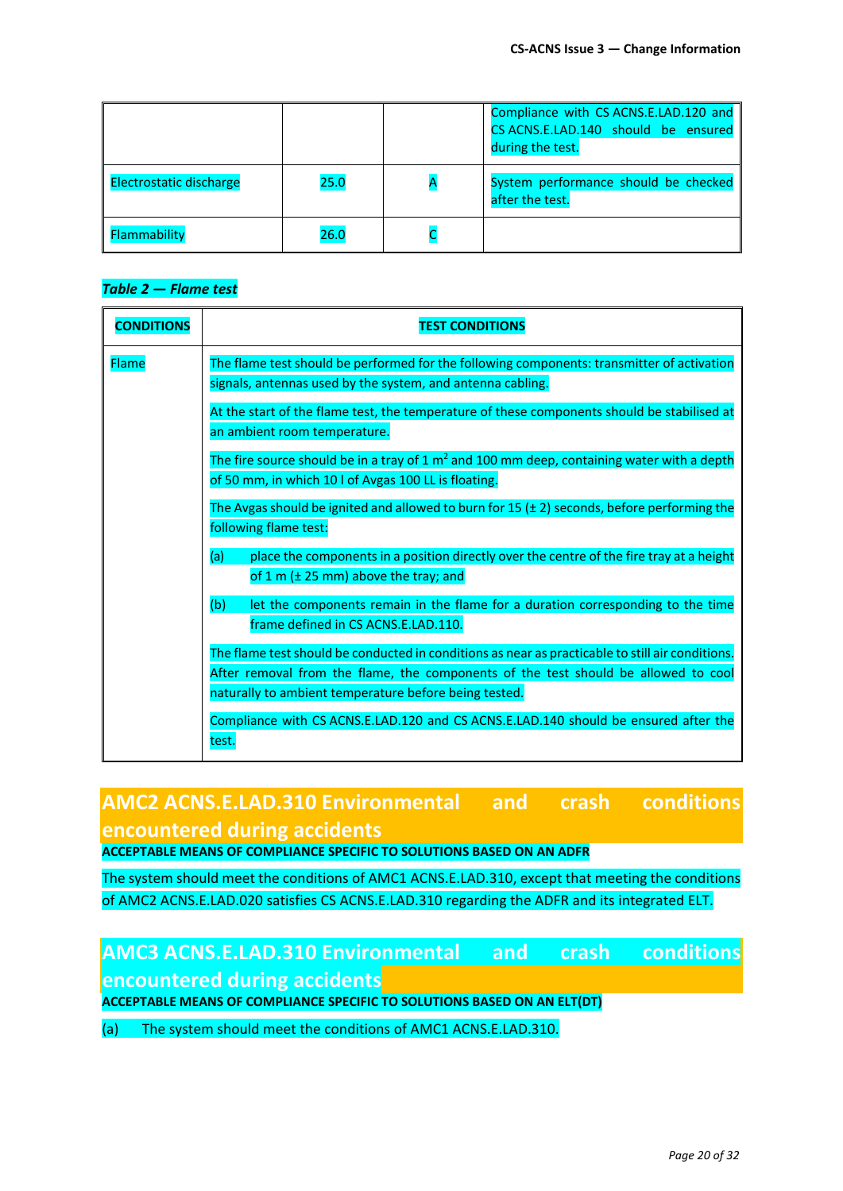| | | | Compliance with CS ACNS.E.LAD.120 and CS ACNS.E.LAD.140 should be ensured during the test. |
|---|---|---|---|
| Electrostatic discharge | 25.0 | A | System performance should be checked after the test. |
| Flammability | 26.0 | C | |

***Table 2 — Flame test***

| **CONDITIONS** | **TEST CONDITIONS** |
|---|---|
| Flame | The flame test should be performed for the following components: transmitter of activation signals, antennas used by the system, and antenna cabling.<br><br>At the start of the flame test, the temperature of these components should be stabilised at an ambient room temperature.<br><br>The fire source should be in a tray of 1 $m^2$ and 100 mm deep, containing water with a depth of 50 mm, in which 10 l of Avgas 100 LL is floating.<br><br>The Avgas should be ignited and allowed to burn for 15 (± 2) seconds, before performing the following flame test:<br><br>(a) place the components in a position directly over the centre of the fire tray at a height of 1 m (± 25 mm) above the tray; and<br><br>(b) let the components remain in the flame for a duration corresponding to the time frame defined in CS ACNS.E.LAD.110.<br><br>The flame test should be conducted in conditions as near as practicable to still air conditions. After removal from the flame, the components of the test should be allowed to cool naturally to ambient temperature before being tested.<br><br>Compliance with CS ACNS.E.LAD.120 and CS ACNS.E.LAD.140 should be ensured after the test. |

## AMC2 ACNS.E.LAD.310 Environmental and crash conditions encountered during accidents

**ACCEPTABLE MEANS OF COMPLIANCE SPECIFIC TO SOLUTIONS BASED ON AN ADFR**

The system should meet the conditions of AMC1 ACNS.E.LAD.310, except that meeting the conditions of AMC2 ACNS.E.LAD.020 satisfies CS ACNS.E.LAD.310 regarding the ADFR and its integrated ELT.

## AMC3 ACNS.E.LAD.310 Environmental and crash conditions encountered during accidents

**ACCEPTABLE MEANS OF COMPLIANCE SPECIFIC TO SOLUTIONS BASED ON AN ELT(DT)**

(a) The system should meet the conditions of AMC1 ACNS.E.LAD.310.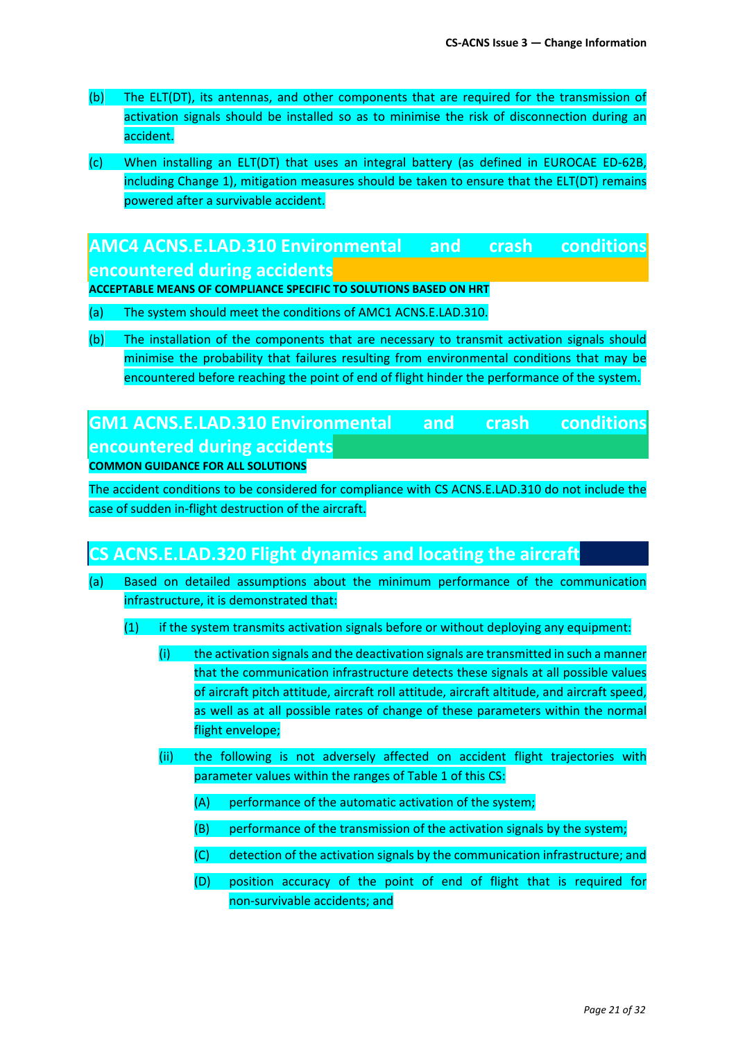(b) The ELT(DT), its antennas, and other components that are required for the transmission of activation signals should be installed so as to minimise the risk of disconnection during an accident.

(c) When installing an ELT(DT) that uses an integral battery (as defined in EUROCAE ED-62B, including Change 1), mitigation measures should be taken to ensure that the ELT(DT) remains powered after a survivable accident.

## AMC4 ACNS.E.LAD.310 Environmental and crash conditions encountered during accidents

**ACCEPTABLE MEANS OF COMPLIANCE SPECIFIC TO SOLUTIONS BASED ON HRT**

(a) The system should meet the conditions of AMC1 ACNS.E.LAD.310.

(b) The installation of the components that are necessary to transmit activation signals should minimise the probability that failures resulting from environmental conditions that may be encountered before reaching the point of end of flight hinder the performance of the system.

## GM1 ACNS.E.LAD.310 Environmental and crash conditions encountered during accidents

**COMMON GUIDANCE FOR ALL SOLUTIONS**

The accident conditions to be considered for compliance with CS ACNS.E.LAD.310 do not include the case of sudden in-flight destruction of the aircraft.

## CS ACNS.E.LAD.320 Flight dynamics and locating the aircraft

(a) Based on detailed assumptions about the minimum performance of the communication infrastructure, it is demonstrated that:

(1) if the system transmits activation signals before or without deploying any equipment:

(i) the activation signals and the deactivation signals are transmitted in such a manner that the communication infrastructure detects these signals at all possible values of aircraft pitch attitude, aircraft roll attitude, aircraft altitude, and aircraft speed, as well as at all possible rates of change of these parameters within the normal flight envelope;

(ii) the following is not adversely affected on accident flight trajectories with parameter values within the ranges of Table 1 of this CS:

(A) performance of the automatic activation of the system;

(B) performance of the transmission of the activation signals by the system;

(C) detection of the activation signals by the communication infrastructure; and

(D) position accuracy of the point of end of flight that is required for non-survivable accidents; and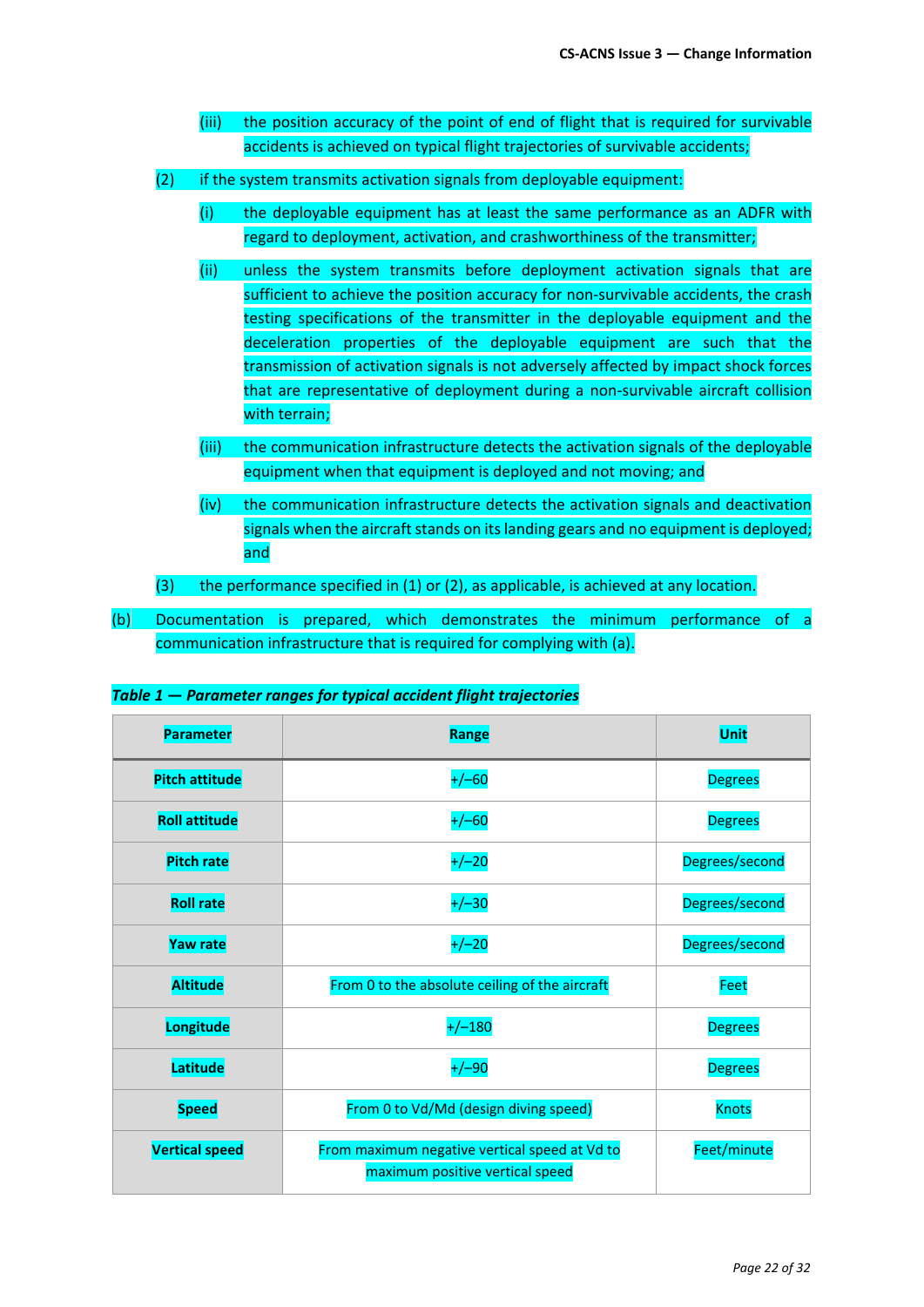(iii) the position accuracy of the point of end of flight that is required for survivable accidents is achieved on typical flight trajectories of survivable accidents;

(2) if the system transmits activation signals from deployable equipment:

(i) the deployable equipment has at least the same performance as an ADFR with regard to deployment, activation, and crashworthiness of the transmitter;

(ii) unless the system transmits before deployment activation signals that are sufficient to achieve the position accuracy for non-survivable accidents, the crash testing specifications of the transmitter in the deployable equipment and the deceleration properties of the deployable equipment are such that the transmission of activation signals is not adversely affected by impact shock forces that are representative of deployment during a non-survivable aircraft collision with terrain;

(iii) the communication infrastructure detects the activation signals of the deployable equipment when that equipment is deployed and not moving; and

(iv) the communication infrastructure detects the activation signals and deactivation signals when the aircraft stands on its landing gears and no equipment is deployed; and

(3) the performance specified in (1) or (2), as applicable, is achieved at any location.

(b) Documentation is prepared, which demonstrates the minimum performance of a communication infrastructure that is required for complying with (a).

***Table 1 — Parameter ranges for typical accident flight trajectories***

| Parameter | Range | Unit |
|---|---|---|
| **Pitch attitude** | +/−60 | Degrees |
| **Roll attitude** | +/−60 | Degrees |
| **Pitch rate** | +/−20 | Degrees/second |
| **Roll rate** | +/−30 | Degrees/second |
| **Yaw rate** | +/−20 | Degrees/second |
| **Altitude** | From 0 to the absolute ceiling of the aircraft | Feet |
| **Longitude** | +/−180 | Degrees |
| **Latitude** | +/−90 | Degrees |
| **Speed** | From 0 to Vd/Md (design diving speed) | Knots |
| **Vertical speed** | From maximum negative vertical speed at Vd to maximum positive vertical speed | Feet/minute |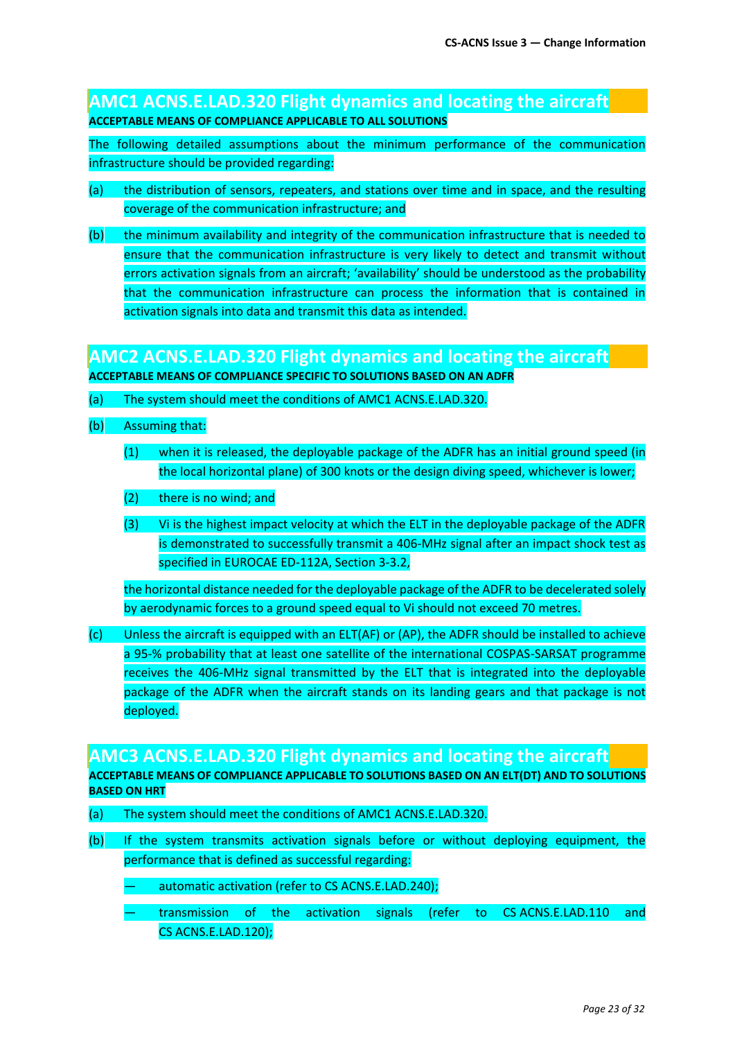## AMC1 ACNS.E.LAD.320 Flight dynamics and locating the aircraft

**ACCEPTABLE MEANS OF COMPLIANCE APPLICABLE TO ALL SOLUTIONS**

The following detailed assumptions about the minimum performance of the communication infrastructure should be provided regarding:

(a) the distribution of sensors, repeaters, and stations over time and in space, and the resulting coverage of the communication infrastructure; and

(b) the minimum availability and integrity of the communication infrastructure that is needed to ensure that the communication infrastructure is very likely to detect and transmit without errors activation signals from an aircraft; 'availability' should be understood as the probability that the communication infrastructure can process the information that is contained in activation signals into data and transmit this data as intended.

## AMC2 ACNS.E.LAD.320 Flight dynamics and locating the aircraft

**ACCEPTABLE MEANS OF COMPLIANCE SPECIFIC TO SOLUTIONS BASED ON AN ADFR**

(a) The system should meet the conditions of AMC1 ACNS.E.LAD.320.

(b) Assuming that:

   (1) when it is released, the deployable package of the ADFR has an initial ground speed (in the local horizontal plane) of 300 knots or the design diving speed, whichever is lower;

   (2) there is no wind; and

   (3) Vi is the highest impact velocity at which the ELT in the deployable package of the ADFR is demonstrated to successfully transmit a 406-MHz signal after an impact shock test as specified in EUROCAE ED-112A, Section 3-3.2,

   the horizontal distance needed for the deployable package of the ADFR to be decelerated solely by aerodynamic forces to a ground speed equal to Vi should not exceed 70 metres.

(c) Unless the aircraft is equipped with an ELT(AF) or (AP), the ADFR should be installed to achieve a 95-% probability that at least one satellite of the international COSPAS-SARSAT programme receives the 406-MHz signal transmitted by the ELT that is integrated into the deployable package of the ADFR when the aircraft stands on its landing gears and that package is not deployed.

## AMC3 ACNS.E.LAD.320 Flight dynamics and locating the aircraft

**ACCEPTABLE MEANS OF COMPLIANCE APPLICABLE TO SOLUTIONS BASED ON AN ELT(DT) AND TO SOLUTIONS BASED ON HRT**

(a) The system should meet the conditions of AMC1 ACNS.E.LAD.320.

(b) If the system transmits activation signals before or without deploying equipment, the performance that is defined as successful regarding:

   — automatic activation (refer to CS ACNS.E.LAD.240);

   — transmission of the activation signals (refer to CS ACNS.E.LAD.110 and CS ACNS.E.LAD.120);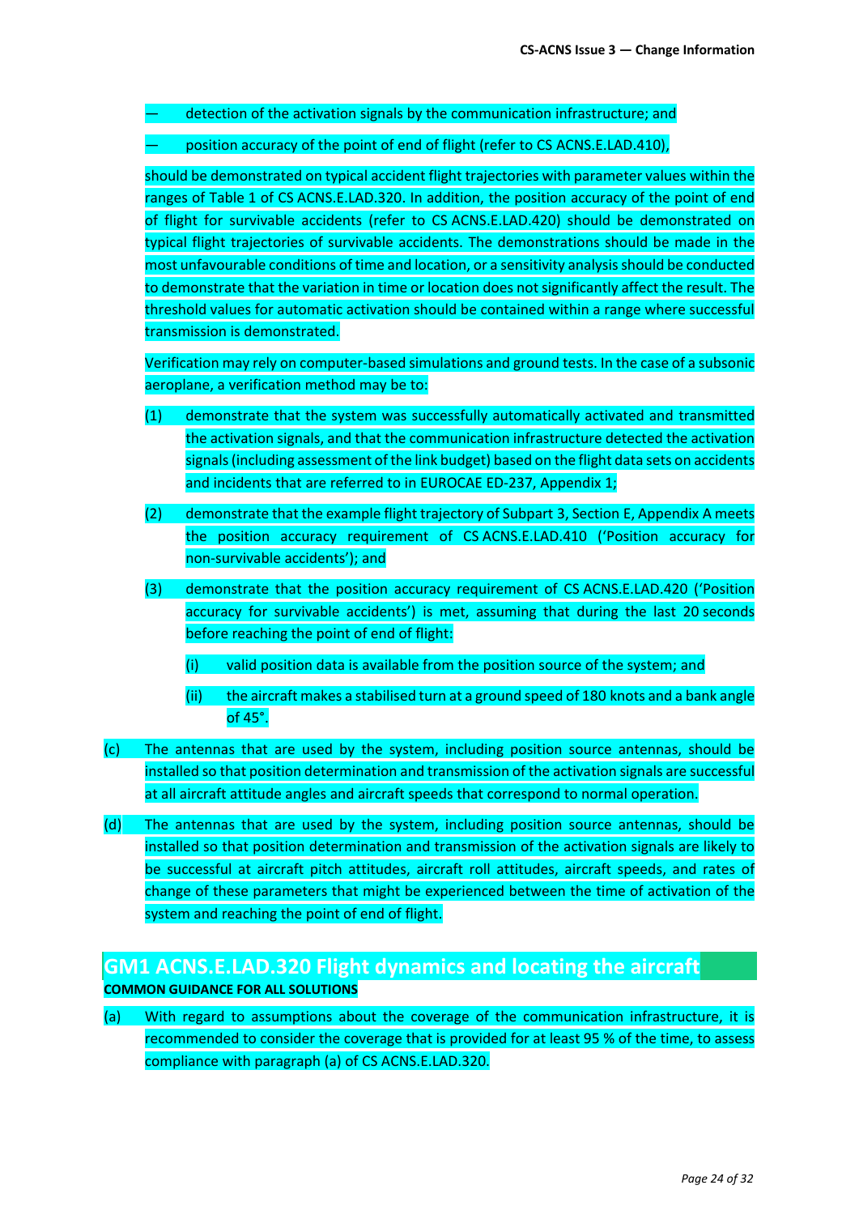— detection of the activation signals by the communication infrastructure; and

— position accuracy of the point of end of flight (refer to CS ACNS.E.LAD.410),

should be demonstrated on typical accident flight trajectories with parameter values within the ranges of Table 1 of CS ACNS.E.LAD.320. In addition, the position accuracy of the point of end of flight for survivable accidents (refer to CS ACNS.E.LAD.420) should be demonstrated on typical flight trajectories of survivable accidents. The demonstrations should be made in the most unfavourable conditions of time and location, or a sensitivity analysis should be conducted to demonstrate that the variation in time or location does not significantly affect the result. The threshold values for automatic activation should be contained within a range where successful transmission is demonstrated.

Verification may rely on computer-based simulations and ground tests. In the case of a subsonic aeroplane, a verification method may be to:

(1) demonstrate that the system was successfully automatically activated and transmitted the activation signals, and that the communication infrastructure detected the activation signals (including assessment of the link budget) based on the flight data sets on accidents and incidents that are referred to in EUROCAE ED-237, Appendix 1;

(2) demonstrate that the example flight trajectory of Subpart 3, Section E, Appendix A meets the position accuracy requirement of CS ACNS.E.LAD.410 ('Position accuracy for non-survivable accidents'); and

(3) demonstrate that the position accuracy requirement of CS ACNS.E.LAD.420 ('Position accuracy for survivable accidents') is met, assuming that during the last 20 seconds before reaching the point of end of flight:

   (i) valid position data is available from the position source of the system; and

   (ii) the aircraft makes a stabilised turn at a ground speed of 180 knots and a bank angle of 45°.

(c) The antennas that are used by the system, including position source antennas, should be installed so that position determination and transmission of the activation signals are successful at all aircraft attitude angles and aircraft speeds that correspond to normal operation.

(d) The antennas that are used by the system, including position source antennas, should be installed so that position determination and transmission of the activation signals are likely to be successful at aircraft pitch attitudes, aircraft roll attitudes, aircraft speeds, and rates of change of these parameters that might be experienced between the time of activation of the system and reaching the point of end of flight.

## GM1 ACNS.E.LAD.320 Flight dynamics and locating the aircraft

**COMMON GUIDANCE FOR ALL SOLUTIONS**

(a) With regard to assumptions about the coverage of the communication infrastructure, it is recommended to consider the coverage that is provided for at least 95 % of the time, to assess compliance with paragraph (a) of CS ACNS.E.LAD.320.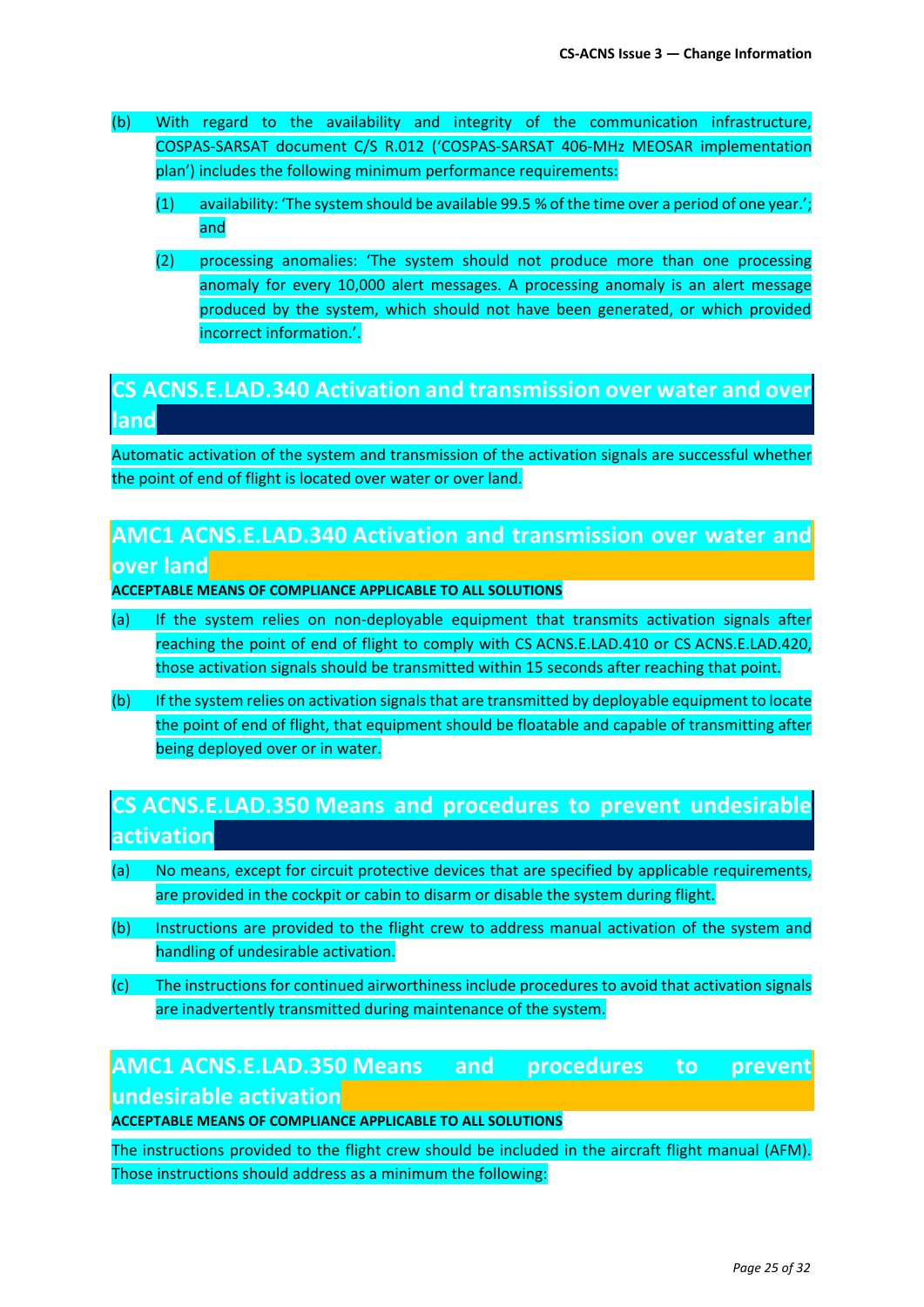(b) With regard to the availability and integrity of the communication infrastructure, COSPAS-SARSAT document C/S R.012 ('COSPAS-SARSAT 406-MHz MEOSAR implementation plan') includes the following minimum performance requirements:

   (1) availability: 'The system should be available 99.5 % of the time over a period of one year.'; and

   (2) processing anomalies: 'The system should not produce more than one processing anomaly for every 10,000 alert messages. A processing anomaly is an alert message produced by the system, which should not have been generated, or which provided incorrect information.'.

## CS ACNS.E.LAD.340 Activation and transmission over water and over land

Automatic activation of the system and transmission of the activation signals are successful whether the point of end of flight is located over water or over land.

## AMC1 ACNS.E.LAD.340 Activation and transmission over water and over land

**ACCEPTABLE MEANS OF COMPLIANCE APPLICABLE TO ALL SOLUTIONS**

(a) If the system relies on non-deployable equipment that transmits activation signals after reaching the point of end of flight to comply with CS ACNS.E.LAD.410 or CS ACNS.E.LAD.420, those activation signals should be transmitted within 15 seconds after reaching that point.

(b) If the system relies on activation signals that are transmitted by deployable equipment to locate the point of end of flight, that equipment should be floatable and capable of transmitting after being deployed over or in water.

## CS ACNS.E.LAD.350 Means and procedures to prevent undesirable activation

(a) No means, except for circuit protective devices that are specified by applicable requirements, are provided in the cockpit or cabin to disarm or disable the system during flight.

(b) Instructions are provided to the flight crew to address manual activation of the system and handling of undesirable activation.

(c) The instructions for continued airworthiness include procedures to avoid that activation signals are inadvertently transmitted during maintenance of the system.

## AMC1 ACNS.E.LAD.350 Means and procedures to prevent undesirable activation

**ACCEPTABLE MEANS OF COMPLIANCE APPLICABLE TO ALL SOLUTIONS**

The instructions provided to the flight crew should be included in the aircraft flight manual (AFM). Those instructions should address as a minimum the following: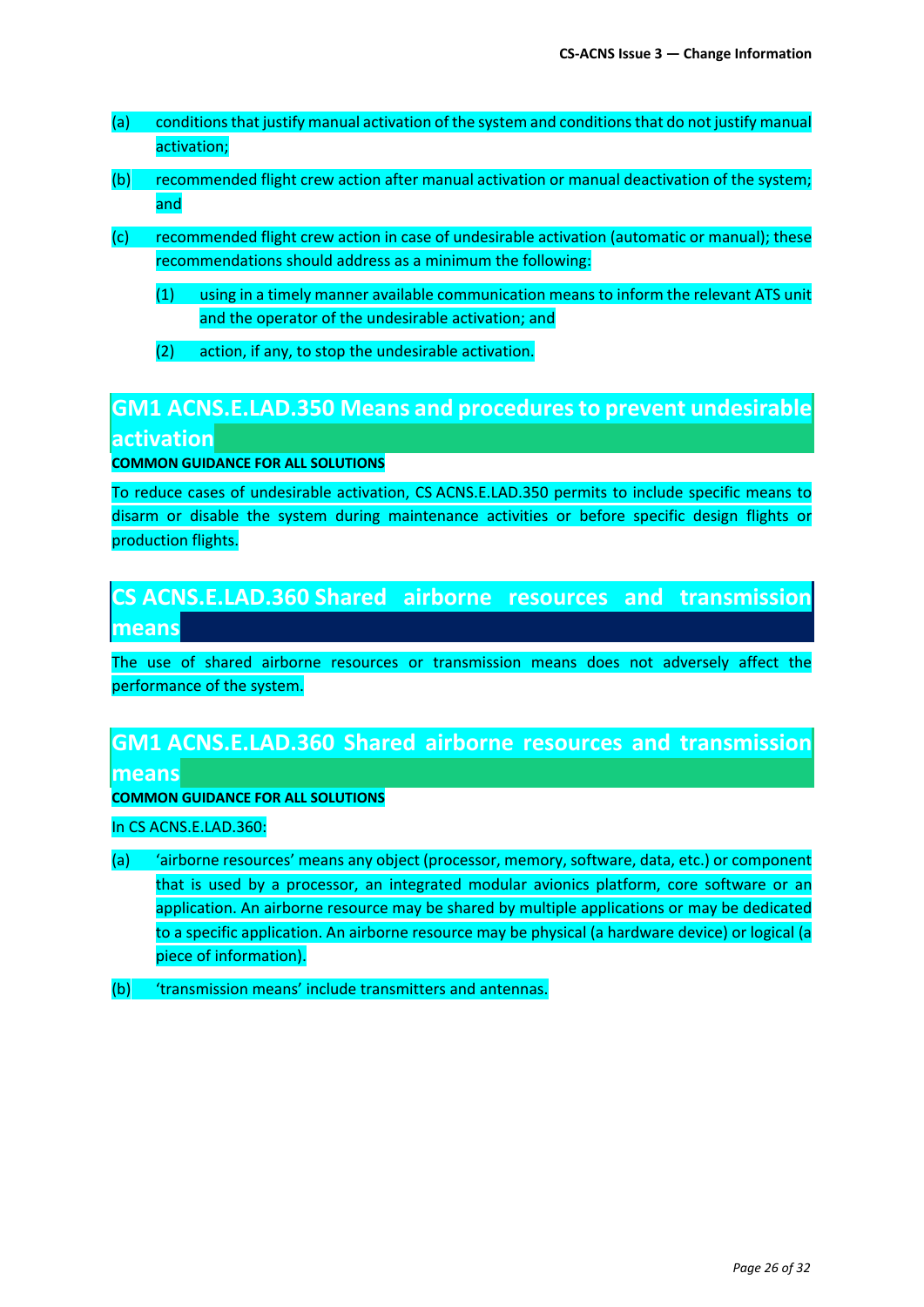(a) conditions that justify manual activation of the system and conditions that do not justify manual activation;

(b) recommended flight crew action after manual activation or manual deactivation of the system; and

(c) recommended flight crew action in case of undesirable activation (automatic or manual); these recommendations should address as a minimum the following:

   (1) using in a timely manner available communication means to inform the relevant ATS unit and the operator of the undesirable activation; and

   (2) action, if any, to stop the undesirable activation.

## GM1 ACNS.E.LAD.350 Means and procedures to prevent undesirable activation

**COMMON GUIDANCE FOR ALL SOLUTIONS**

To reduce cases of undesirable activation, CS ACNS.E.LAD.350 permits to include specific means to disarm or disable the system during maintenance activities or before specific design flights or production flights.

## CS ACNS.E.LAD.360 Shared airborne resources and transmission means

The use of shared airborne resources or transmission means does not adversely affect the performance of the system.

## GM1 ACNS.E.LAD.360 Shared airborne resources and transmission means

**COMMON GUIDANCE FOR ALL SOLUTIONS**

In CS ACNS.E.LAD.360:

(a) 'airborne resources' means any object (processor, memory, software, data, etc.) or component that is used by a processor, an integrated modular avionics platform, core software or an application. An airborne resource may be shared by multiple applications or may be dedicated to a specific application. An airborne resource may be physical (a hardware device) or logical (a piece of information).

(b) 'transmission means' include transmitters and antennas.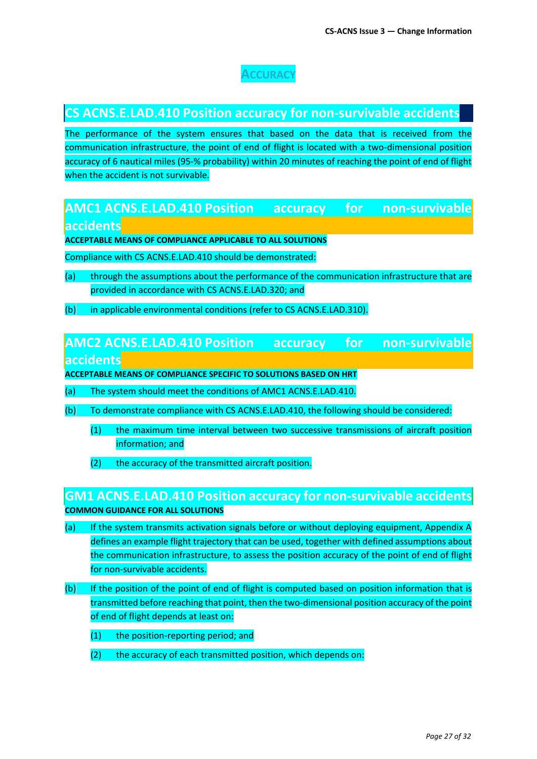# ACCURACY

## CS ACNS.E.LAD.410 Position accuracy for non-survivable accidents

The performance of the system ensures that based on the data that is received from the communication infrastructure, the point of end of flight is located with a two-dimensional position accuracy of 6 nautical miles (95-% probability) within 20 minutes of reaching the point of end of flight when the accident is not survivable.

## AMC1 ACNS.E.LAD.410 Position accuracy for non-survivable accidents

**ACCEPTABLE MEANS OF COMPLIANCE APPLICABLE TO ALL SOLUTIONS**

Compliance with CS ACNS.E.LAD.410 should be demonstrated:

(a) through the assumptions about the performance of the communication infrastructure that are provided in accordance with CS ACNS.E.LAD.320; and

(b) in applicable environmental conditions (refer to CS ACNS.E.LAD.310).

## AMC2 ACNS.E.LAD.410 Position accuracy for non-survivable accidents

**ACCEPTABLE MEANS OF COMPLIANCE SPECIFIC TO SOLUTIONS BASED ON HRT**

(a) The system should meet the conditions of AMC1 ACNS.E.LAD.410.

(b) To demonstrate compliance with CS ACNS.E.LAD.410, the following should be considered:

(1) the maximum time interval between two successive transmissions of aircraft position information; and

(2) the accuracy of the transmitted aircraft position.

## GM1 ACNS.E.LAD.410 Position accuracy for non-survivable accidents

**COMMON GUIDANCE FOR ALL SOLUTIONS**

(a) If the system transmits activation signals before or without deploying equipment, Appendix A defines an example flight trajectory that can be used, together with defined assumptions about the communication infrastructure, to assess the position accuracy of the point of end of flight for non-survivable accidents.

(b) If the position of the point of end of flight is computed based on position information that is transmitted before reaching that point, then the two-dimensional position accuracy of the point of end of flight depends at least on:

(1) the position-reporting period; and

(2) the accuracy of each transmitted position, which depends on: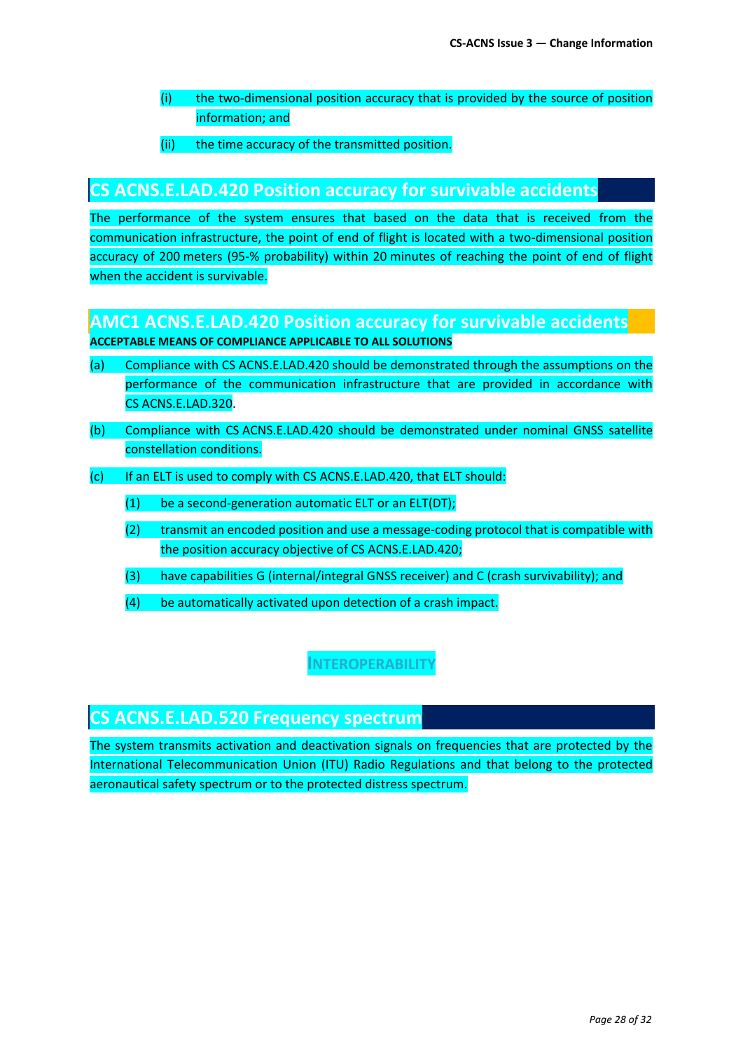(i) the two-dimensional position accuracy that is provided by the source of position information; and

(ii) the time accuracy of the transmitted position.

## CS ACNS.E.LAD.420 Position accuracy for survivable accidents

The performance of the system ensures that based on the data that is received from the communication infrastructure, the point of end of flight is located with a two-dimensional position accuracy of 200 meters (95-% probability) within 20 minutes of reaching the point of end of flight when the accident is survivable.

## AMC1 ACNS.E.LAD.420 Position accuracy for survivable accidents

**ACCEPTABLE MEANS OF COMPLIANCE APPLICABLE TO ALL SOLUTIONS**

(a) Compliance with CS ACNS.E.LAD.420 should be demonstrated through the assumptions on the performance of the communication infrastructure that are provided in accordance with CS ACNS.E.LAD.320.

(b) Compliance with CS ACNS.E.LAD.420 should be demonstrated under nominal GNSS satellite constellation conditions.

(c) If an ELT is used to comply with CS ACNS.E.LAD.420, that ELT should:

(1) be a second-generation automatic ELT or an ELT(DT);

(2) transmit an encoded position and use a message-coding protocol that is compatible with the position accuracy objective of CS ACNS.E.LAD.420;

(3) have capabilities G (internal/integral GNSS receiver) and C (crash survivability); and

(4) be automatically activated upon detection of a crash impact.

### INTEROPERABILITY

## CS ACNS.E.LAD.520 Frequency spectrum

The system transmits activation and deactivation signals on frequencies that are protected by the International Telecommunication Union (ITU) Radio Regulations and that belong to the protected aeronautical safety spectrum or to the protected distress spectrum.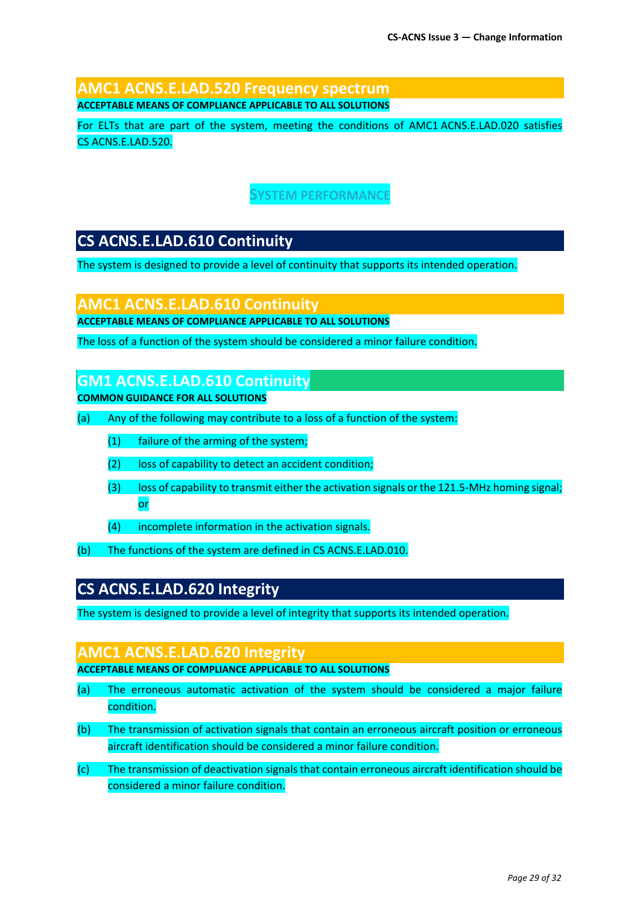## AMC1 ACNS.E.LAD.520 Frequency spectrum

**ACCEPTABLE MEANS OF COMPLIANCE APPLICABLE TO ALL SOLUTIONS**

For ELTs that are part of the system, meeting the conditions of AMC1 ACNS.E.LAD.020 satisfies CS ACNS.E.LAD.520.

# SYSTEM PERFORMANCE

## CS ACNS.E.LAD.610 Continuity

The system is designed to provide a level of continuity that supports its intended operation.

## AMC1 ACNS.E.LAD.610 Continuity

**ACCEPTABLE MEANS OF COMPLIANCE APPLICABLE TO ALL SOLUTIONS**

The loss of a function of the system should be considered a minor failure condition.

## GM1 ACNS.E.LAD.610 Continuity

**COMMON GUIDANCE FOR ALL SOLUTIONS**

(a) Any of the following may contribute to a loss of a function of the system:

- (1) failure of the arming of the system;
- (2) loss of capability to detect an accident condition;
- (3) loss of capability to transmit either the activation signals or the 121.5-MHz homing signal; or
- (4) incomplete information in the activation signals.

(b) The functions of the system are defined in CS ACNS.E.LAD.010.

## CS ACNS.E.LAD.620 Integrity

The system is designed to provide a level of integrity that supports its intended operation.

## AMC1 ACNS.E.LAD.620 Integrity

**ACCEPTABLE MEANS OF COMPLIANCE APPLICABLE TO ALL SOLUTIONS**

(a) The erroneous automatic activation of the system should be considered a major failure condition.

(b) The transmission of activation signals that contain an erroneous aircraft position or erroneous aircraft identification should be considered a minor failure condition.

(c) The transmission of deactivation signals that contain erroneous aircraft identification should be considered a minor failure condition.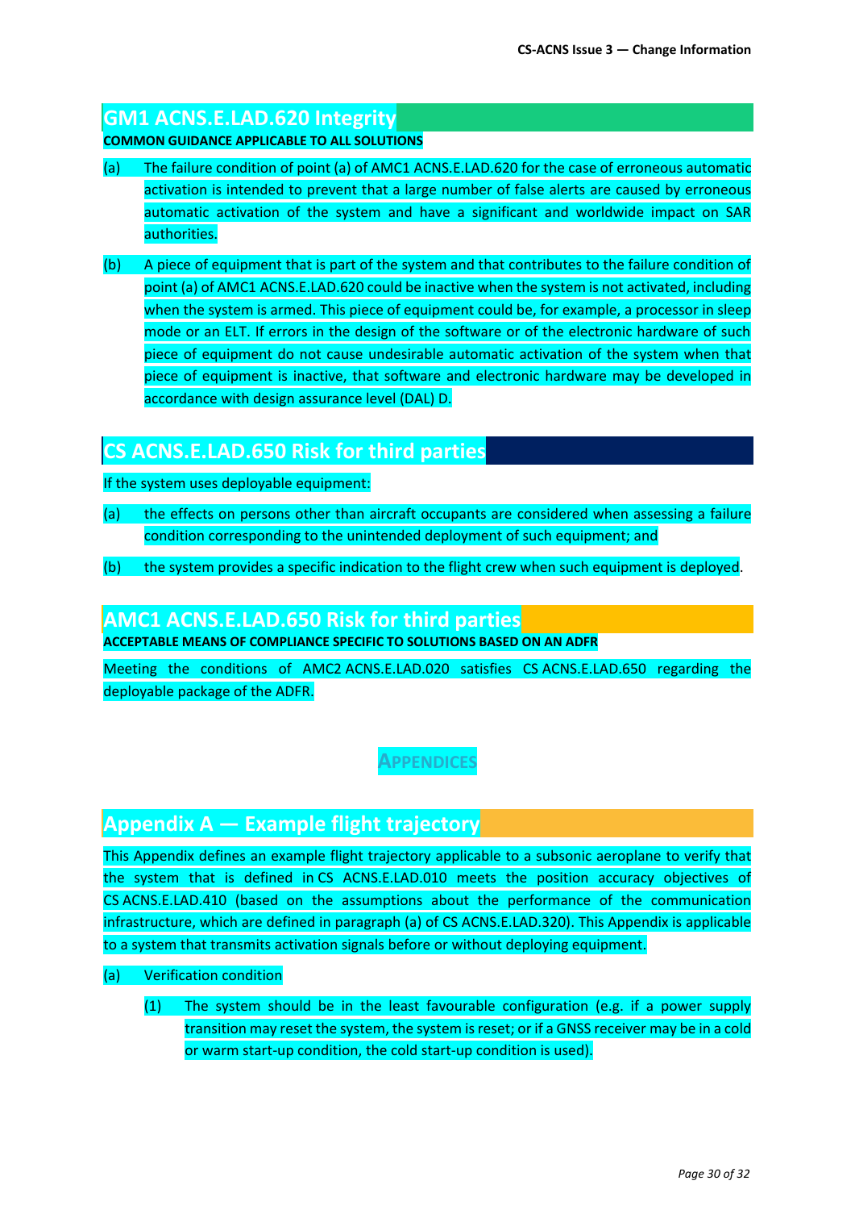## GM1 ACNS.E.LAD.620 Integrity

**COMMON GUIDANCE APPLICABLE TO ALL SOLUTIONS**

(a) The failure condition of point (a) of AMC1 ACNS.E.LAD.620 for the case of erroneous automatic activation is intended to prevent that a large number of false alerts are caused by erroneous automatic activation of the system and have a significant and worldwide impact on SAR authorities.

(b) A piece of equipment that is part of the system and that contributes to the failure condition of point (a) of AMC1 ACNS.E.LAD.620 could be inactive when the system is not activated, including when the system is armed. This piece of equipment could be, for example, a processor in sleep mode or an ELT. If errors in the design of the software or of the electronic hardware of such piece of equipment do not cause undesirable automatic activation of the system when that piece of equipment is inactive, that software and electronic hardware may be developed in accordance with design assurance level (DAL) D.

## CS ACNS.E.LAD.650 Risk for third parties

If the system uses deployable equipment:

(a) the effects on persons other than aircraft occupants are considered when assessing a failure condition corresponding to the unintended deployment of such equipment; and

(b) the system provides a specific indication to the flight crew when such equipment is deployed.

## AMC1 ACNS.E.LAD.650 Risk for third parties

**ACCEPTABLE MEANS OF COMPLIANCE SPECIFIC TO SOLUTIONS BASED ON AN ADFR**

Meeting the conditions of AMC2 ACNS.E.LAD.020 satisfies CS ACNS.E.LAD.650 regarding the deployable package of the ADFR.

# APPENDICES

## Appendix A — Example flight trajectory

This Appendix defines an example flight trajectory applicable to a subsonic aeroplane to verify that the system that is defined in CS ACNS.E.LAD.010 meets the position accuracy objectives of CS ACNS.E.LAD.410 (based on the assumptions about the performance of the communication infrastructure, which are defined in paragraph (a) of CS ACNS.E.LAD.320). This Appendix is applicable to a system that transmits activation signals before or without deploying equipment.

(a) Verification condition

(1) The system should be in the least favourable configuration (e.g. if a power supply transition may reset the system, the system is reset; or if a GNSS receiver may be in a cold or warm start-up condition, the cold start-up condition is used).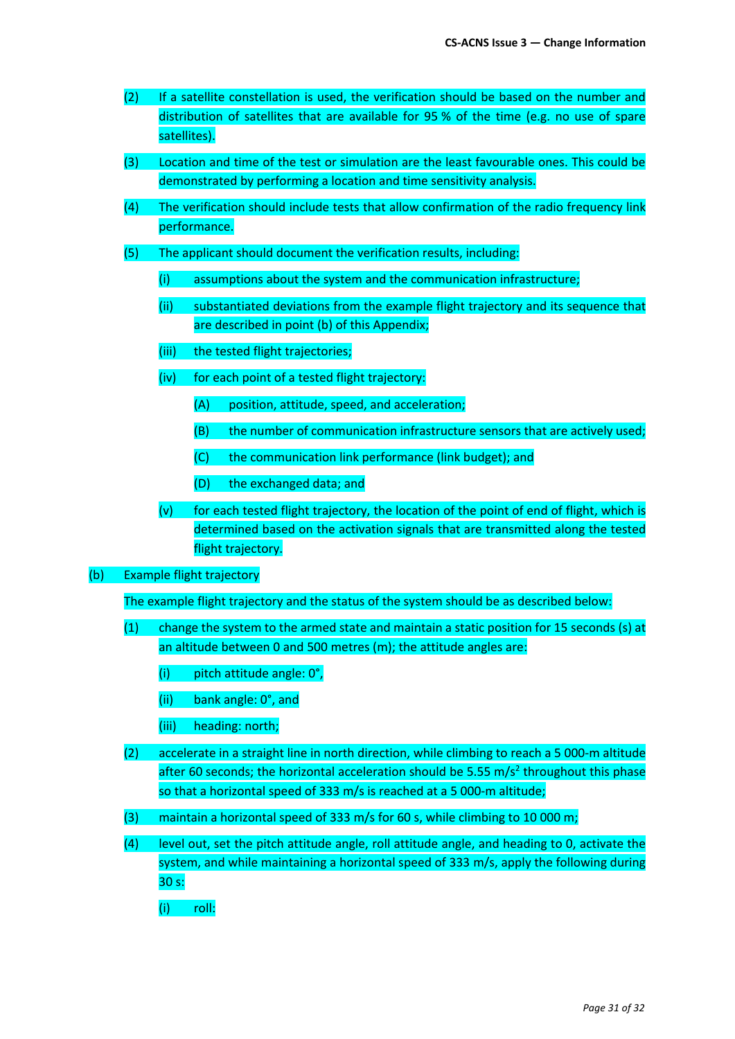(2) If a satellite constellation is used, the verification should be based on the number and distribution of satellites that are available for 95 % of the time (e.g. no use of spare satellites).

(3) Location and time of the test or simulation are the least favourable ones. This could be demonstrated by performing a location and time sensitivity analysis.

(4) The verification should include tests that allow confirmation of the radio frequency link performance.

(5) The applicant should document the verification results, including:

  (i) assumptions about the system and the communication infrastructure;

  (ii) substantiated deviations from the example flight trajectory and its sequence that are described in point (b) of this Appendix;

  (iii) the tested flight trajectories;

  (iv) for each point of a tested flight trajectory:

    (A) position, attitude, speed, and acceleration;

    (B) the number of communication infrastructure sensors that are actively used;

    (C) the communication link performance (link budget); and

    (D) the exchanged data; and

  (v) for each tested flight trajectory, the location of the point of end of flight, which is determined based on the activation signals that are transmitted along the tested flight trajectory.

(b) Example flight trajectory

The example flight trajectory and the status of the system should be as described below:

(1) change the system to the armed state and maintain a static position for 15 seconds (s) at an altitude between 0 and 500 metres (m); the attitude angles are:

  (i) pitch attitude angle: 0°,

  (ii) bank angle: 0°, and

  (iii) heading: north;

(2) accelerate in a straight line in north direction, while climbing to reach a 5 000-m altitude after 60 seconds; the horizontal acceleration should be 5.55 m/s$^2$ throughout this phase so that a horizontal speed of 333 m/s is reached at a 5 000-m altitude;

(3) maintain a horizontal speed of 333 m/s for 60 s, while climbing to 10 000 m;

(4) level out, set the pitch attitude angle, roll attitude angle, and heading to 0, activate the system, and while maintaining a horizontal speed of 333 m/s, apply the following during 30 s:

  (i) roll: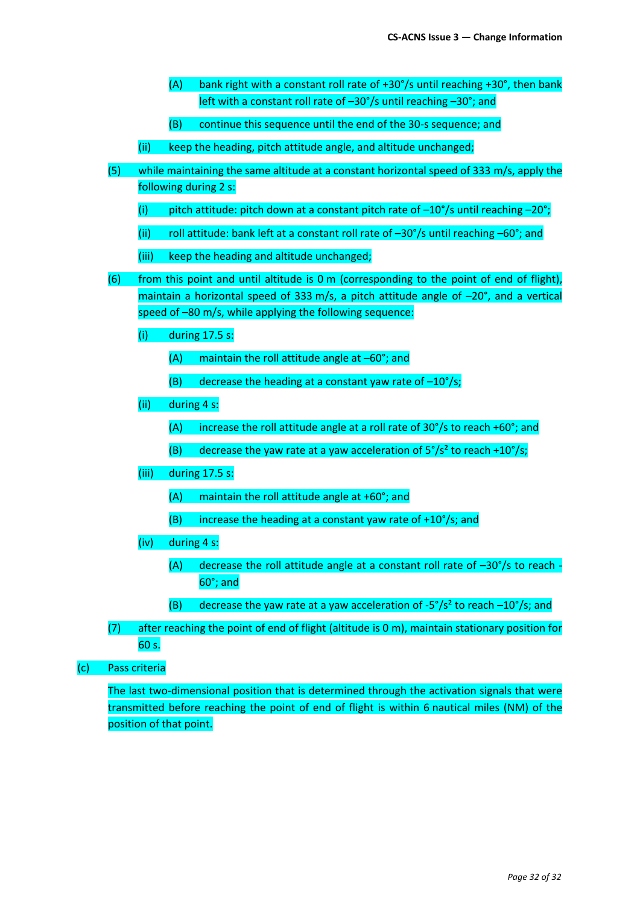(A) bank right with a constant roll rate of +30°/s until reaching +30°, then bank left with a constant roll rate of –30°/s until reaching –30°; and

(B) continue this sequence until the end of the 30-s sequence; and

(ii) keep the heading, pitch attitude angle, and altitude unchanged;

(5) while maintaining the same altitude at a constant horizontal speed of 333 m/s, apply the following during 2 s:

(i) pitch attitude: pitch down at a constant pitch rate of –10°/s until reaching –20°;

(ii) roll attitude: bank left at a constant roll rate of –30°/s until reaching –60°; and

(iii) keep the heading and altitude unchanged;

(6) from this point and until altitude is 0 m (corresponding to the point of end of flight), maintain a horizontal speed of 333 m/s, a pitch attitude angle of –20°, and a vertical speed of –80 m/s, while applying the following sequence:

(i) during 17.5 s:

(A) maintain the roll attitude angle at –60°; and

(B) decrease the heading at a constant yaw rate of –10°/s;

(ii) during 4 s:

(A) increase the roll attitude angle at a roll rate of 30°/s to reach +60°; and

(B) decrease the yaw rate at a yaw acceleration of 5°/s² to reach +10°/s;

(iii) during 17.5 s:

(A) maintain the roll attitude angle at +60°; and

(B) increase the heading at a constant yaw rate of +10°/s; and

(iv) during 4 s:

(A) decrease the roll attitude angle at a constant roll rate of –30°/s to reach -60°; and

(B) decrease the yaw rate at a yaw acceleration of -5°/s² to reach –10°/s; and

(7) after reaching the point of end of flight (altitude is 0 m), maintain stationary position for 60 s.

(c) Pass criteria

The last two-dimensional position that is determined through the activation signals that were transmitted before reaching the point of end of flight is within 6 nautical miles (NM) of the position of that point.